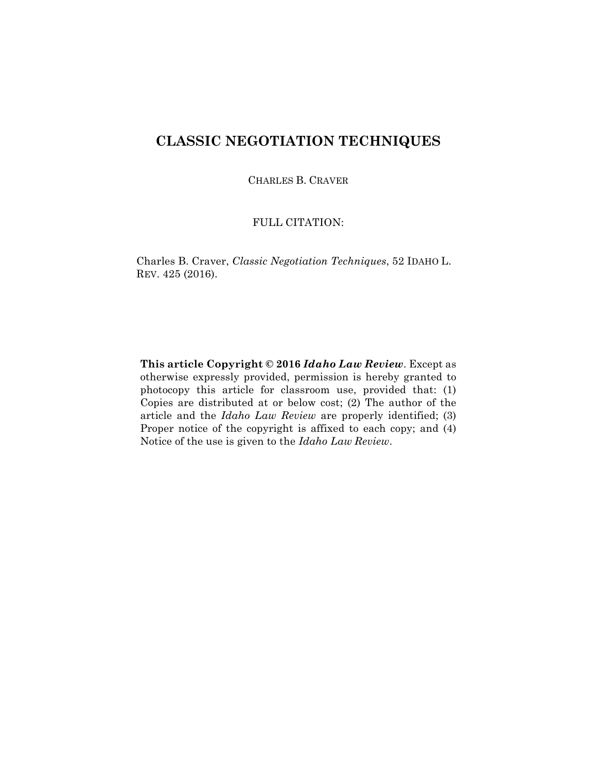# CLASSIC NEGOTIATION TECHNIQUES

CHARLES B. CRAVER

FULL CITATION:

Charles B. Craver, *Classic Negotiation Techniques*, 52 IDAHO L. REV. 425 (2016).

**This article Copyright © 2016 *Idaho Law Review***. Except as otherwise expressly provided, permission is hereby granted to photocopy this article for classroom use, provided that: (1) Copies are distributed at or below cost; (2) The author of the article and the *Idaho Law Review* are properly identified; (3) Proper notice of the copyright is affixed to each copy; and (4) Notice of the use is given to the *Idaho Law Review*.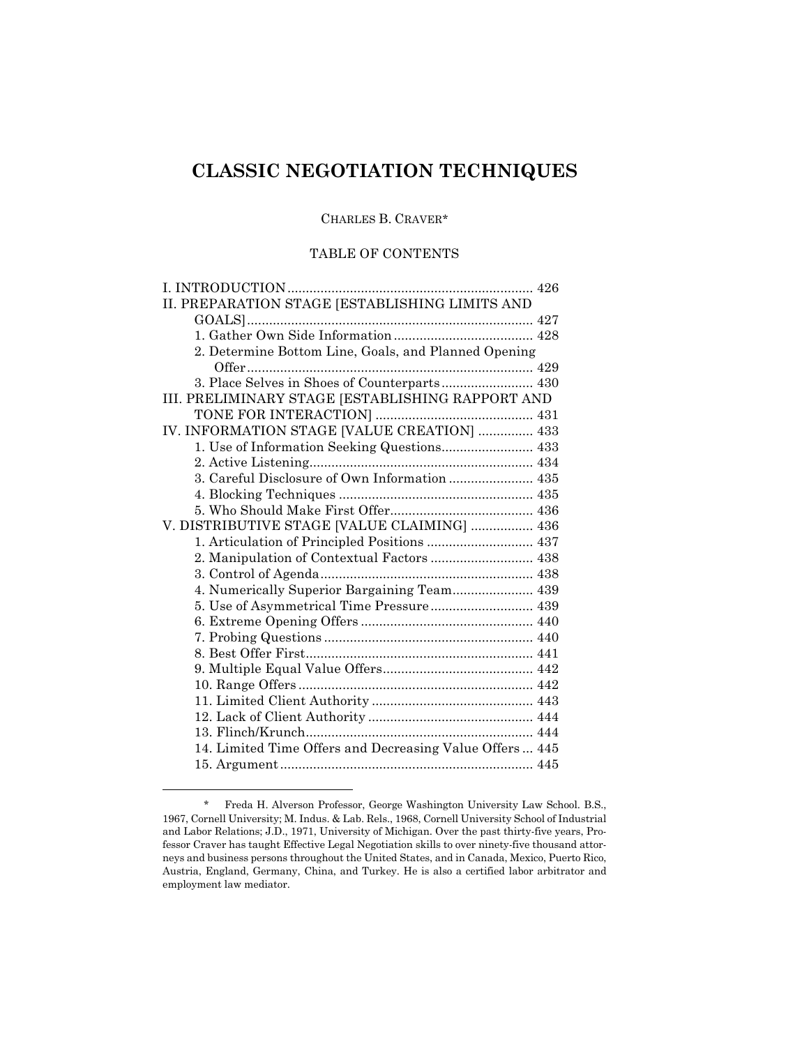# CLASSIC NEGOTIATION TECHNIQUES

CHARLES B. CRAVER*

TABLE OF CONTENTS

I. INTRODUCTION .................................................................. 426
II. PREPARATION STAGE [ESTABLISHING LIMITS AND GOALS] ............................................................................ 427
   1. Gather Own Side Information ...................................... 428
   2. Determine Bottom Line, Goals, and Planned Opening Offer ............................................................................ 429
   3. Place Selves in Shoes of Counterparts ......................... 430
III. PRELIMINARY STAGE [ESTABLISHING RAPPORT AND TONE FOR INTERACTION] .......................................... 431
IV. INFORMATION STAGE [VALUE CREATION] ............... 433
   1. Use of Information Seeking Questions ......................... 433
   2. Active Listening ............................................................ 434
   3. Careful Disclosure of Own Information ....................... 435
   4. Blocking Techniques ..................................................... 435
   5. Who Should Make First Offer ....................................... 436
V. DISTRIBUTIVE STAGE [VALUE CLAIMING] ................. 436
   1. Articulation of Principled Positions ............................. 437
   2. Manipulation of Contextual Factors ............................ 438
   3. Control of Agenda .......................................................... 438
   4. Numerically Superior Bargaining Team ...................... 439
   5. Use of Asymmetrical Time Pressure ............................ 439
   6. Extreme Opening Offers ............................................... 440
   7. Probing Questions ......................................................... 440
   8. Best Offer First .............................................................. 441
   9. Multiple Equal Value Offers ......................................... 442
   10. Range Offers ................................................................ 442
   11. Limited Client Authority ............................................ 443
   12. Lack of Client Authority ............................................. 444
   13. Flinch/Krunch .............................................................. 444
   14. Limited Time Offers and Decreasing Value Offers ... 445
   15. Argument ..................................................................... 445

---

\* Freda H. Alverson Professor, George Washington University Law School. B.S., 1967, Cornell University; M. Indus. & Lab. Rels., 1968, Cornell University School of Industrial and Labor Relations; J.D., 1971, University of Michigan. Over the past thirty-five years, Professor Craver has taught Effective Legal Negotiation skills to over ninety-five thousand attorneys and business persons throughout the United States, and in Canada, Mexico, Puerto Rico, Austria, England, Germany, China, and Turkey. He is also a certified labor arbitrator and employment law mediator.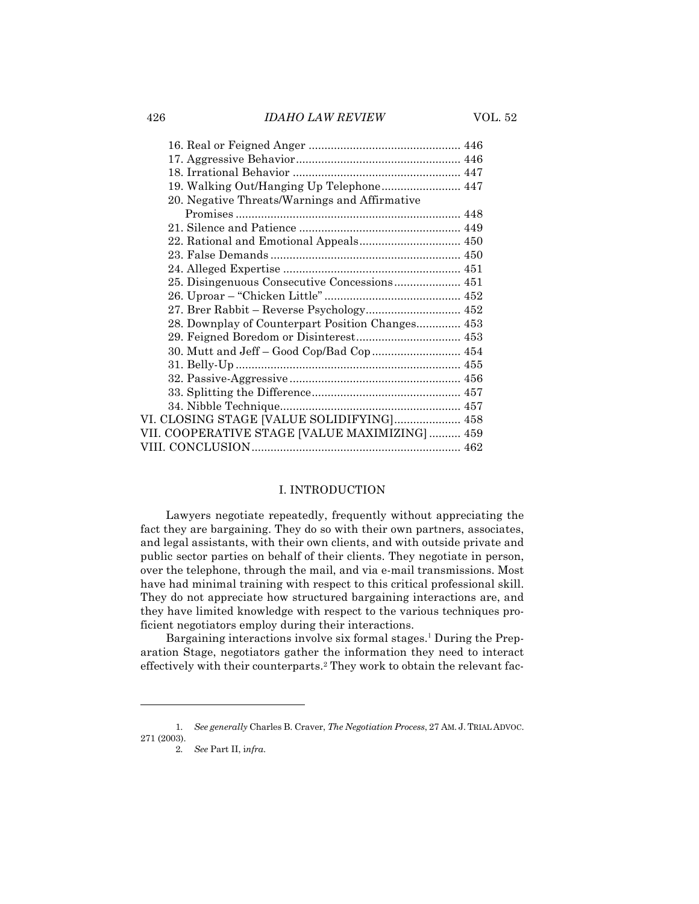16. Real or Feigned Anger ................................................ 446
17. Aggressive Behavior.................................................... 446
18. Irrational Behavior ..................................................... 447
19. Walking Out/Hanging Up Telephone......................... 447
20. Negative Threats/Warnings and Affirmative Promises ....................................................................... 448
21. Silence and Patience ................................................... 449
22. Rational and Emotional Appeals................................ 450
23. False Demands ............................................................ 450
24. Alleged Expertise ........................................................ 451
25. Disingenuous Consecutive Concessions..................... 451
26. Uproar – "Chicken Little" ........................................... 452
27. Brer Rabbit – Reverse Psychology.............................. 452
28. Downplay of Counterpart Position Changes.............. 453
29. Feigned Boredom or Disinterest................................. 453
30. Mutt and Jeff – Good Cop/Bad Cop ............................ 454
31. Belly-Up ....................................................................... 455
32. Passive-Aggressive ...................................................... 456
33. Splitting the Difference............................................... 457
34. Nibble Technique......................................................... 457

VI. CLOSING STAGE [VALUE SOLIDIFYING]..................... 458
VII. COOPERATIVE STAGE [VALUE MAXIMIZING] .......... 459
VIII. CONCLUSION................................................................. 462

## I. INTRODUCTION

Lawyers negotiate repeatedly, frequently without appreciating the fact they are bargaining. They do so with their own partners, associates, and legal assistants, with their own clients, and with outside private and public sector parties on behalf of their clients. They negotiate in person, over the telephone, through the mail, and via e-mail transmissions. Most have had minimal training with respect to this critical professional skill. They do not appreciate how structured bargaining interactions are, and they have limited knowledge with respect to the various techniques proficient negotiators employ during their interactions.

Bargaining interactions involve six formal stages.[1] During the Preparation Stage, negotiators gather the information they need to interact effectively with their counterparts.[2] They work to obtain the relevant fac-

---

1. *See generally* Charles B. Craver, *The Negotiation Process*, 27 AM. J. TRIAL ADVOC. 271 (2003).

2. *See* Part II, *infra*.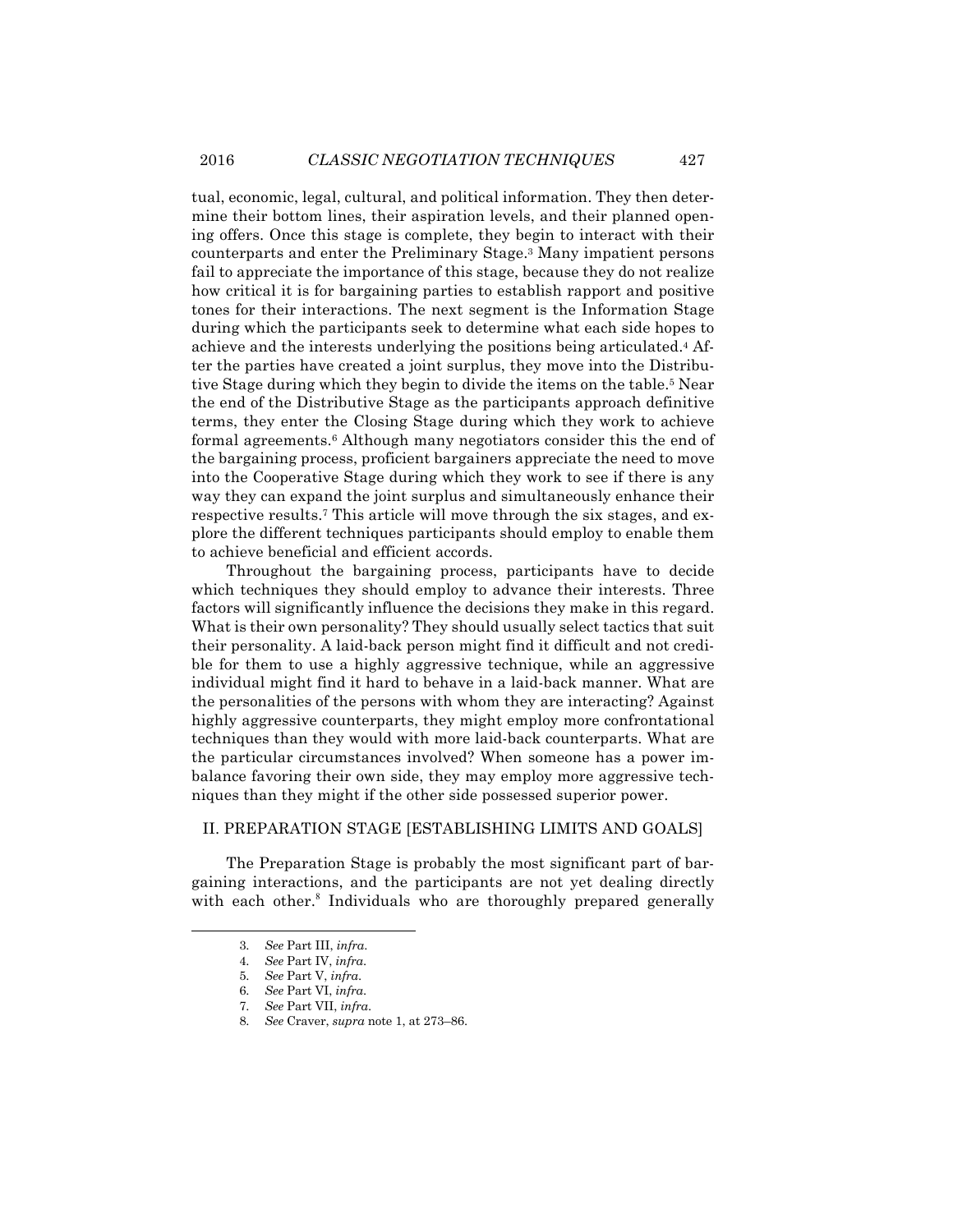tual, economic, legal, cultural, and political information. They then determine their bottom lines, their aspiration levels, and their planned opening offers. Once this stage is complete, they begin to interact with their counterparts and enter the Preliminary Stage.[3] Many impatient persons fail to appreciate the importance of this stage, because they do not realize how critical it is for bargaining parties to establish rapport and positive tones for their interactions. The next segment is the Information Stage during which the participants seek to determine what each side hopes to achieve and the interests underlying the positions being articulated.[4] After the parties have created a joint surplus, they move into the Distributive Stage during which they begin to divide the items on the table.[5] Near the end of the Distributive Stage as the participants approach definitive terms, they enter the Closing Stage during which they work to achieve formal agreements.[6] Although many negotiators consider this the end of the bargaining process, proficient bargainers appreciate the need to move into the Cooperative Stage during which they work to see if there is any way they can expand the joint surplus and simultaneously enhance their respective results.[7] This article will move through the six stages, and explore the different techniques participants should employ to enable them to achieve beneficial and efficient accords.

Throughout the bargaining process, participants have to decide which techniques they should employ to advance their interests. Three factors will significantly influence the decisions they make in this regard. What is their own personality? They should usually select tactics that suit their personality. A laid-back person might find it difficult and not credible for them to use a highly aggressive technique, while an aggressive individual might find it hard to behave in a laid-back manner. What are the personalities of the persons with whom they are interacting? Against highly aggressive counterparts, they might employ more confrontational techniques than they would with more laid-back counterparts. What are the particular circumstances involved? When someone has a power imbalance favoring their own side, they may employ more aggressive techniques than they might if the other side possessed superior power.

## II. PREPARATION STAGE [ESTABLISHING LIMITS AND GOALS]

The Preparation Stage is probably the most significant part of bargaining interactions, and the participants are not yet dealing directly with each other.[8] Individuals who are thoroughly prepared generally

---

3. *See* Part III, *infra*.
4. *See* Part IV, *infra*.
5. *See* Part V, *infra*.
6. *See* Part VI, *infra*.
7. *See* Part VII, *infra*.
8. *See* Craver, *supra* note 1, at 273–86.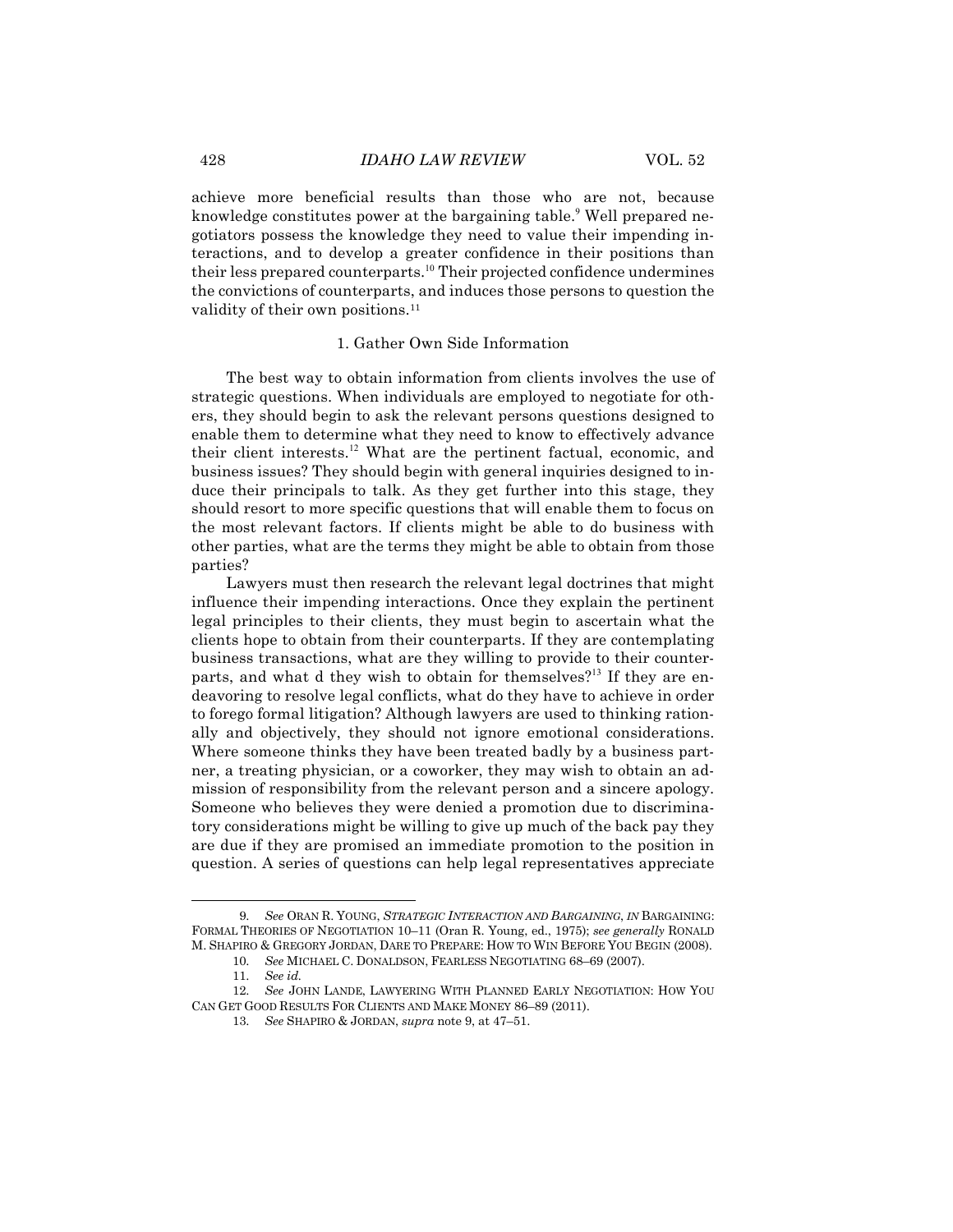achieve more beneficial results than those who are not, because knowledge constitutes power at the bargaining table.[9] Well prepared negotiators possess the knowledge they need to value their impending interactions, and to develop a greater confidence in their positions than their less prepared counterparts.[10] Their projected confidence undermines the convictions of counterparts, and induces those persons to question the validity of their own positions.[11]

### 1. Gather Own Side Information

The best way to obtain information from clients involves the use of strategic questions. When individuals are employed to negotiate for others, they should begin to ask the relevant persons questions designed to enable them to determine what they need to know to effectively advance their client interests.[12] What are the pertinent factual, economic, and business issues? They should begin with general inquiries designed to induce their principals to talk. As they get further into this stage, they should resort to more specific questions that will enable them to focus on the most relevant factors. If clients might be able to do business with other parties, what are the terms they might be able to obtain from those parties?

Lawyers must then research the relevant legal doctrines that might influence their impending interactions. Once they explain the pertinent legal principles to their clients, they must begin to ascertain what the clients hope to obtain from their counterparts. If they are contemplating business transactions, what are they willing to provide to their counterparts, and what d they wish to obtain for themselves?[13] If they are endeavoring to resolve legal conflicts, what do they have to achieve in order to forego formal litigation? Although lawyers are used to thinking rationally and objectively, they should not ignore emotional considerations. Where someone thinks they have been treated badly by a business partner, a treating physician, or a coworker, they may wish to obtain an admission of responsibility from the relevant person and a sincere apology. Someone who believes they were denied a promotion due to discriminatory considerations might be willing to give up much of the back pay they are due if they are promised an immediate promotion to the position in question. A series of questions can help legal representatives appreciate

---

9. *See* ORAN R. YOUNG, *STRATEGIC INTERACTION AND BARGAINING*, *IN* BARGAINING: FORMAL THEORIES OF NEGOTIATION 10–11 (Oran R. Young, ed., 1975); *see generally* RONALD M. SHAPIRO & GREGORY JORDAN, DARE TO PREPARE: HOW TO WIN BEFORE YOU BEGIN (2008).

10. *See* MICHAEL C. DONALDSON, FEARLESS NEGOTIATING 68–69 (2007).

11. *See id.*

12. *See* JOHN LANDE, LAWYERING WITH PLANNED EARLY NEGOTIATION: HOW YOU CAN GET GOOD RESULTS FOR CLIENTS AND MAKE MONEY 86–89 (2011).

13. *See* SHAPIRO & JORDAN, *supra* note 9, at 47–51.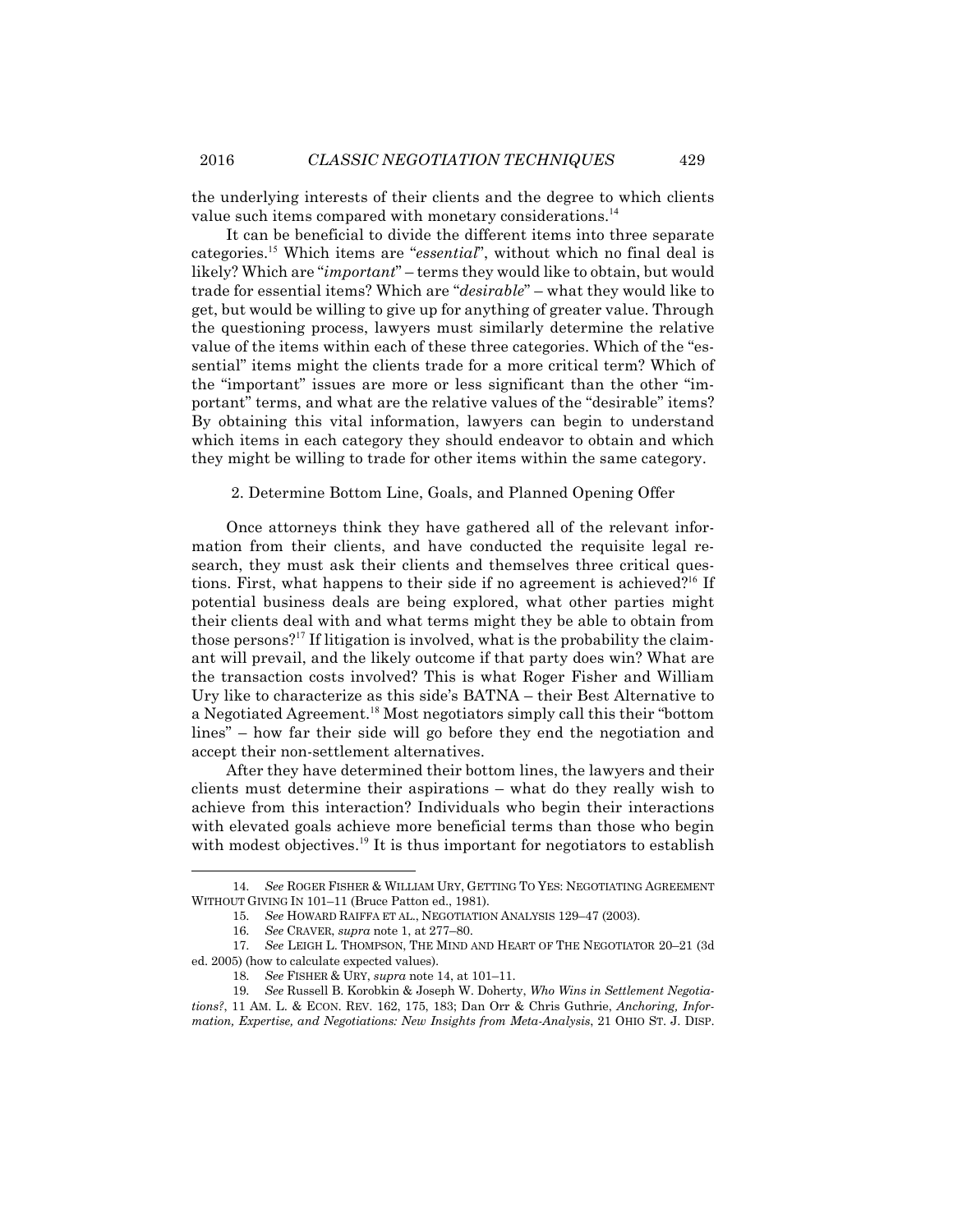the underlying interests of their clients and the degree to which clients value such items compared with monetary considerations.[14]

It can be beneficial to divide the different items into three separate categories.[15] Which items are "*essential*", without which no final deal is likely? Which are "*important*" – terms they would like to obtain, but would trade for essential items? Which are "*desirable*" – what they would like to get, but would be willing to give up for anything of greater value. Through the questioning process, lawyers must similarly determine the relative value of the items within each of these three categories. Which of the "essential" items might the clients trade for a more critical term? Which of the "important" issues are more or less significant than the other "important" terms, and what are the relative values of the "desirable" items? By obtaining this vital information, lawyers can begin to understand which items in each category they should endeavor to obtain and which they might be willing to trade for other items within the same category.

2. Determine Bottom Line, Goals, and Planned Opening Offer

Once attorneys think they have gathered all of the relevant information from their clients, and have conducted the requisite legal research, they must ask their clients and themselves three critical questions. First, what happens to their side if no agreement is achieved?[16] If potential business deals are being explored, what other parties might their clients deal with and what terms might they be able to obtain from those persons?[17] If litigation is involved, what is the probability the claimant will prevail, and the likely outcome if that party does win? What are the transaction costs involved? This is what Roger Fisher and William Ury like to characterize as this side's BATNA – their Best Alternative to a Negotiated Agreement.[18] Most negotiators simply call this their "bottom lines" – how far their side will go before they end the negotiation and accept their non-settlement alternatives.

After they have determined their bottom lines, the lawyers and their clients must determine their aspirations – what do they really wish to achieve from this interaction? Individuals who begin their interactions with elevated goals achieve more beneficial terms than those who begin with modest objectives.[19] It is thus important for negotiators to establish

---

14. *See* ROGER FISHER & WILLIAM URY, GETTING TO YES: NEGOTIATING AGREEMENT WITHOUT GIVING IN 101–11 (Bruce Patton ed., 1981).

15. *See* HOWARD RAIFFA ET AL., NEGOTIATION ANALYSIS 129–47 (2003).

16. *See* CRAVER, *supra* note 1, at 277–80.

17. *See* LEIGH L. THOMPSON, THE MIND AND HEART OF THE NEGOTIATOR 20–21 (3d ed. 2005) (how to calculate expected values).

18. *See* FISHER & URY, *supra* note 14, at 101–11.

19. *See* Russell B. Korobkin & Joseph W. Doherty, *Who Wins in Settlement Negotiations?*, 11 AM. L. & ECON. REV. 162, 175, 183; Dan Orr & Chris Guthrie, *Anchoring, Information, Expertise, and Negotiations: New Insights from Meta-Analysis*, 21 OHIO ST. J. DISP.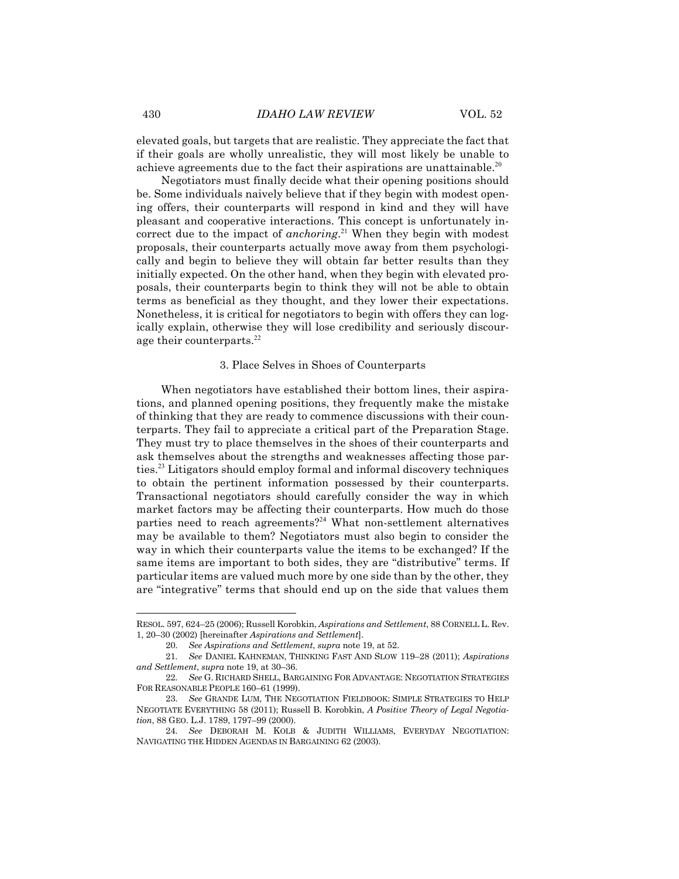elevated goals, but targets that are realistic. They appreciate the fact that if their goals are wholly unrealistic, they will most likely be unable to achieve agreements due to the fact their aspirations are unattainable.[20]

Negotiators must finally decide what their opening positions should be. Some individuals naively believe that if they begin with modest opening offers, their counterparts will respond in kind and they will have pleasant and cooperative interactions. This concept is unfortunately incorrect due to the impact of *anchoring*.[21] When they begin with modest proposals, their counterparts actually move away from them psychologically and begin to believe they will obtain far better results than they initially expected. On the other hand, when they begin with elevated proposals, their counterparts begin to think they will not be able to obtain terms as beneficial as they thought, and they lower their expectations. Nonetheless, it is critical for negotiators to begin with offers they can logically explain, otherwise they will lose credibility and seriously discourage their counterparts.[22]

### 3. Place Selves in Shoes of Counterparts

When negotiators have established their bottom lines, their aspirations, and planned opening positions, they frequently make the mistake of thinking that they are ready to commence discussions with their counterparts. They fail to appreciate a critical part of the Preparation Stage. They must try to place themselves in the shoes of their counterparts and ask themselves about the strengths and weaknesses affecting those parties.[23] Litigators should employ formal and informal discovery techniques to obtain the pertinent information possessed by their counterparts. Transactional negotiators should carefully consider the way in which market factors may be affecting their counterparts. How much do those parties need to reach agreements?[24] What non-settlement alternatives may be available to them? Negotiators must also begin to consider the way in which their counterparts value the items to be exchanged? If the same items are important to both sides, they are "distributive" terms. If particular items are valued much more by one side than by the other, they are "integrative" terms that should end up on the side that values them

---

RESOL. 597, 624–25 (2006); Russell Korobkin, *Aspirations and Settlement*, 88 CORNELL L. Rev. 1, 20–30 (2002) [hereinafter *Aspirations and Settlement*].

20. *See Aspirations and Settlement*, *supra* note 19, at 52.

21. *See* DANIEL KAHNEMAN, THINKING FAST AND SLOW 119–28 (2011); *Aspirations and Settlement*, *supra* note 19, at 30–36.

22. *See* G. RICHARD SHELL, BARGAINING FOR ADVANTAGE: NEGOTIATION STRATEGIES FOR REASONABLE PEOPLE 160–61 (1999).

23. *See* GRANDE LUM, THE NEGOTIATION FIELDBOOK: SIMPLE STRATEGIES TO HELP NEGOTIATE EVERYTHING 58 (2011); Russell B. Korobkin, *A Positive Theory of Legal Negotiation*, 88 GEO. L.J. 1789, 1797–99 (2000).

24. *See* DEBORAH M. KOLB & JUDITH WILLIAMS, EVERYDAY NEGOTIATION: NAVIGATING THE HIDDEN AGENDAS IN BARGAINING 62 (2003).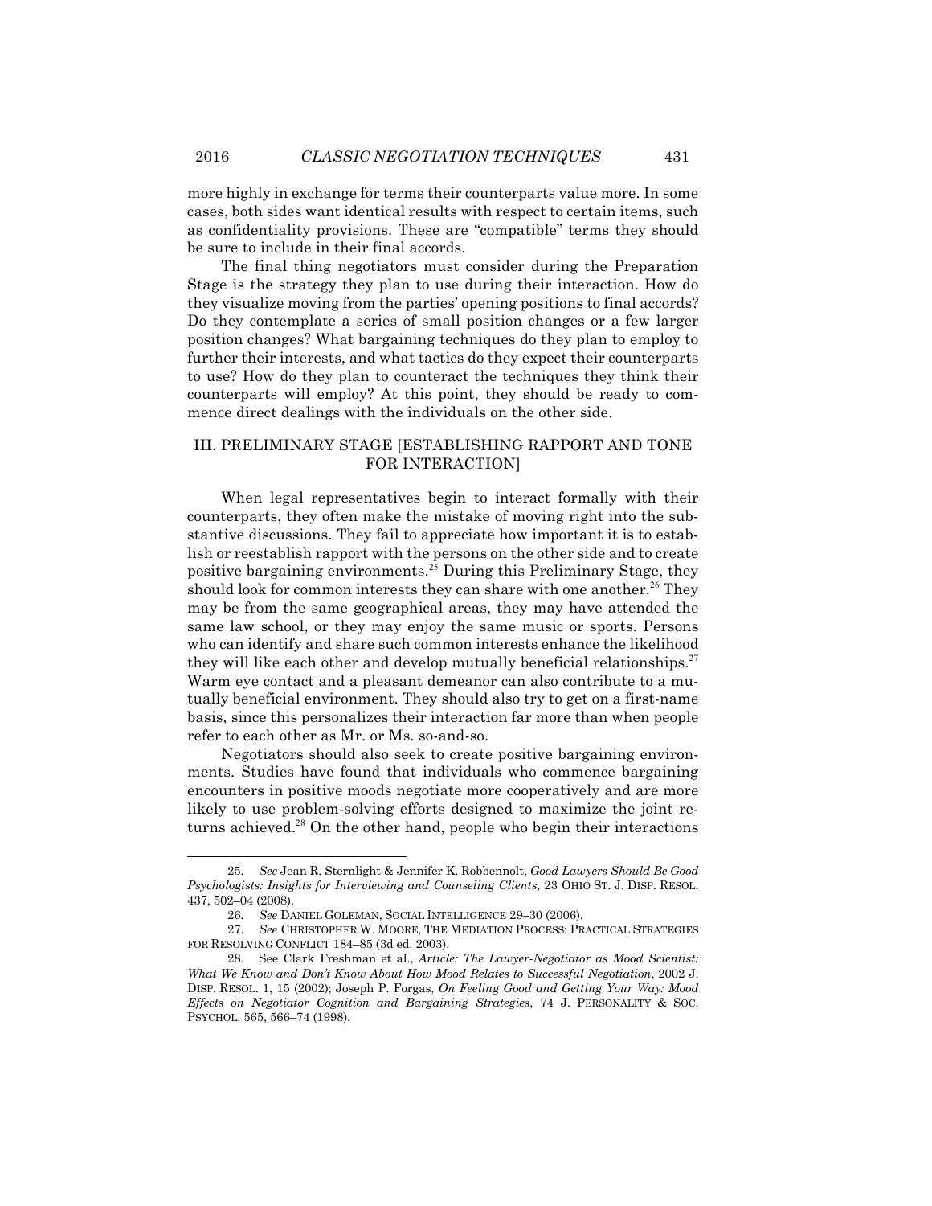more highly in exchange for terms their counterparts value more. In some cases, both sides want identical results with respect to certain items, such as confidentiality provisions. These are "compatible" terms they should be sure to include in their final accords.

The final thing negotiators must consider during the Preparation Stage is the strategy they plan to use during their interaction. How do they visualize moving from the parties' opening positions to final accords? Do they contemplate a series of small position changes or a few larger position changes? What bargaining techniques do they plan to employ to further their interests, and what tactics do they expect their counterparts to use? How do they plan to counteract the techniques they think their counterparts will employ? At this point, they should be ready to commence direct dealings with the individuals on the other side.

## III. PRELIMINARY STAGE [ESTABLISHING RAPPORT AND TONE FOR INTERACTION]

When legal representatives begin to interact formally with their counterparts, they often make the mistake of moving right into the substantive discussions. They fail to appreciate how important it is to establish or reestablish rapport with the persons on the other side and to create positive bargaining environments.[25] During this Preliminary Stage, they should look for common interests they can share with one another.[26] They may be from the same geographical areas, they may have attended the same law school, or they may enjoy the same music or sports. Persons who can identify and share such common interests enhance the likelihood they will like each other and develop mutually beneficial relationships.[27] Warm eye contact and a pleasant demeanor can also contribute to a mutually beneficial environment. They should also try to get on a first-name basis, since this personalizes their interaction far more than when people refer to each other as Mr. or Ms. so-and-so.

Negotiators should also seek to create positive bargaining environments. Studies have found that individuals who commence bargaining encounters in positive moods negotiate more cooperatively and are more likely to use problem-solving efforts designed to maximize the joint returns achieved.[28] On the other hand, people who begin their interactions

---

25. *See* Jean R. Sternlight & Jennifer K. Robbennolt, *Good Lawyers Should Be Good Psychologists: Insights for Interviewing and Counseling Clients*, 23 OHIO ST. J. DISP. RESOL. 437, 502–04 (2008).

26. *See* DANIEL GOLEMAN, SOCIAL INTELLIGENCE 29–30 (2006).

27. *See* CHRISTOPHER W. MOORE, THE MEDIATION PROCESS: PRACTICAL STRATEGIES FOR RESOLVING CONFLICT 184–85 (3d ed. 2003).

28. See Clark Freshman et al., *Article: The Lawyer-Negotiator as Mood Scientist: What We Know and Don't Know About How Mood Relates to Successful Negotiation*, 2002 J. DISP. RESOL. 1, 15 (2002); Joseph P. Forgas, *On Feeling Good and Getting Your Way: Mood Effects on Negotiator Cognition and Bargaining Strategies*, 74 J. PERSONALITY & SOC. PSYCHOL. 565, 566–74 (1998).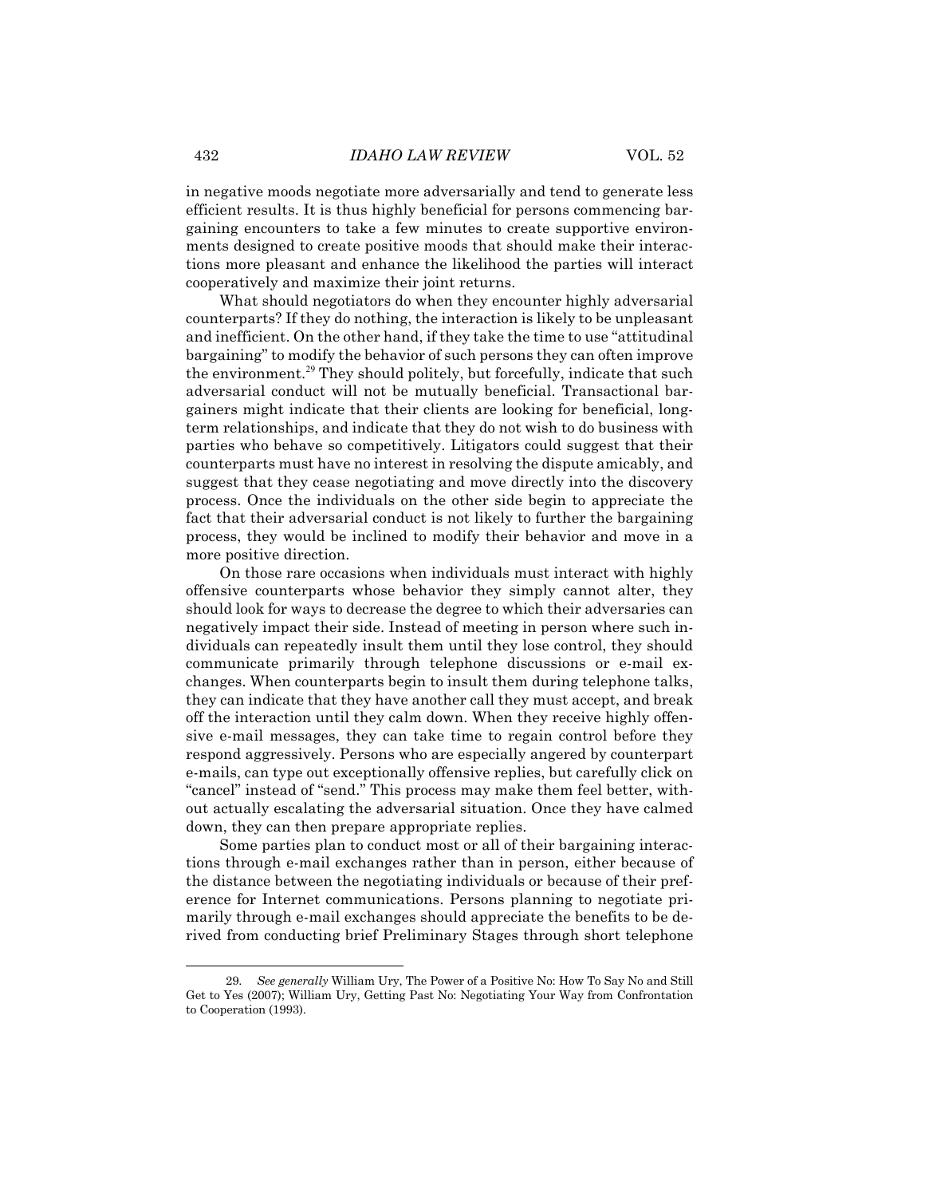in negative moods negotiate more adversarially and tend to generate less efficient results. It is thus highly beneficial for persons commencing bargaining encounters to take a few minutes to create supportive environments designed to create positive moods that should make their interactions more pleasant and enhance the likelihood the parties will interact cooperatively and maximize their joint returns.

What should negotiators do when they encounter highly adversarial counterparts? If they do nothing, the interaction is likely to be unpleasant and inefficient. On the other hand, if they take the time to use "attitudinal bargaining" to modify the behavior of such persons they can often improve the environment.[29] They should politely, but forcefully, indicate that such adversarial conduct will not be mutually beneficial. Transactional bargainers might indicate that their clients are looking for beneficial, long-term relationships, and indicate that they do not wish to do business with parties who behave so competitively. Litigators could suggest that their counterparts must have no interest in resolving the dispute amicably, and suggest that they cease negotiating and move directly into the discovery process. Once the individuals on the other side begin to appreciate the fact that their adversarial conduct is not likely to further the bargaining process, they would be inclined to modify their behavior and move in a more positive direction.

On those rare occasions when individuals must interact with highly offensive counterparts whose behavior they simply cannot alter, they should look for ways to decrease the degree to which their adversaries can negatively impact their side. Instead of meeting in person where such individuals can repeatedly insult them until they lose control, they should communicate primarily through telephone discussions or e-mail exchanges. When counterparts begin to insult them during telephone talks, they can indicate that they have another call they must accept, and break off the interaction until they calm down. When they receive highly offensive e-mail messages, they can take time to regain control before they respond aggressively. Persons who are especially angered by counterpart e-mails, can type out exceptionally offensive replies, but carefully click on "cancel" instead of "send." This process may make them feel better, without actually escalating the adversarial situation. Once they have calmed down, they can then prepare appropriate replies.

Some parties plan to conduct most or all of their bargaining interactions through e-mail exchanges rather than in person, either because of the distance between the negotiating individuals or because of their preference for Internet communications. Persons planning to negotiate primarily through e-mail exchanges should appreciate the benefits to be derived from conducting brief Preliminary Stages through short telephone

---

29. *See generally* William Ury, The Power of a Positive No: How To Say No and Still Get to Yes (2007); William Ury, Getting Past No: Negotiating Your Way from Confrontation to Cooperation (1993).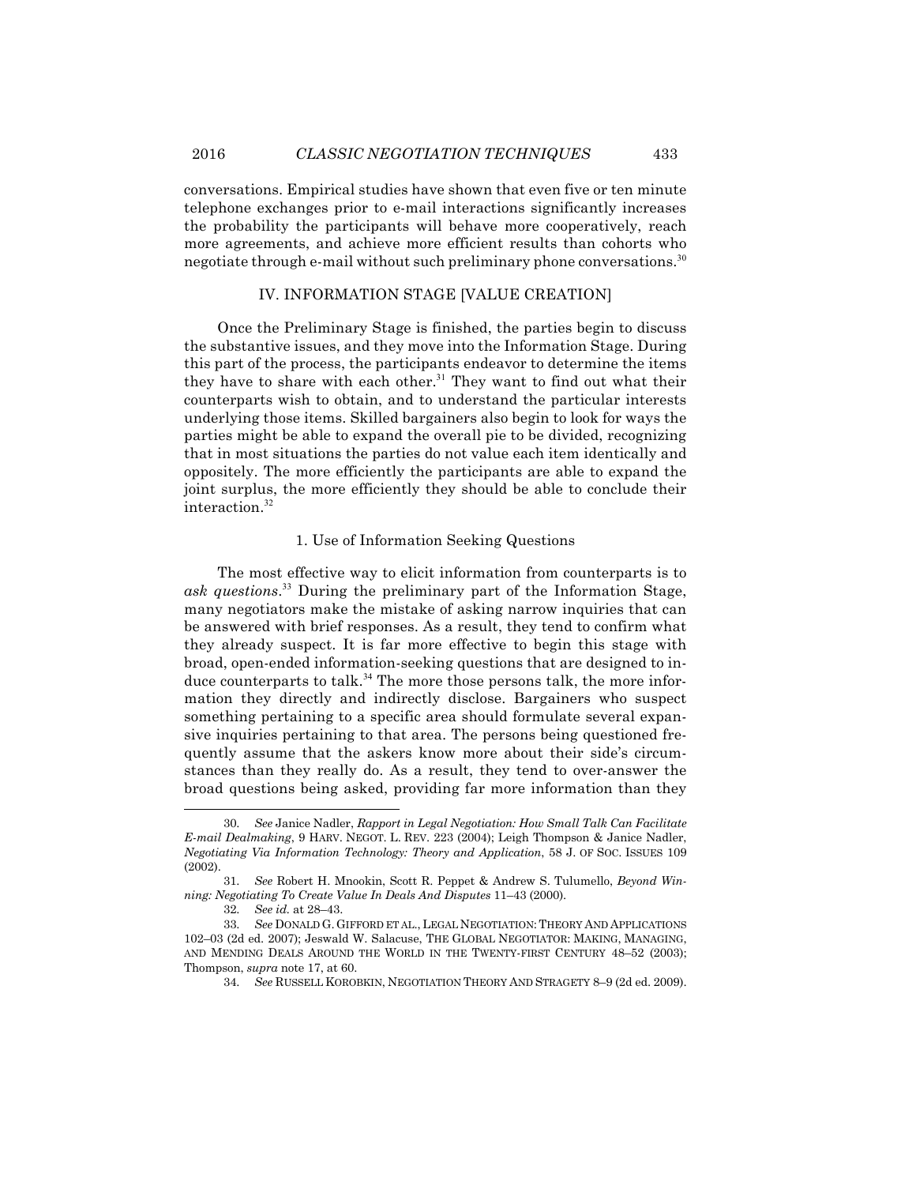conversations. Empirical studies have shown that even five or ten minute telephone exchanges prior to e-mail interactions significantly increases the probability the participants will behave more cooperatively, reach more agreements, and achieve more efficient results than cohorts who negotiate through e-mail without such preliminary phone conversations.[30]

## IV. INFORMATION STAGE [VALUE CREATION]

Once the Preliminary Stage is finished, the parties begin to discuss the substantive issues, and they move into the Information Stage. During this part of the process, the participants endeavor to determine the items they have to share with each other.[31] They want to find out what their counterparts wish to obtain, and to understand the particular interests underlying those items. Skilled bargainers also begin to look for ways the parties might be able to expand the overall pie to be divided, recognizing that in most situations the parties do not value each item identically and oppositely. The more efficiently the participants are able to expand the joint surplus, the more efficiently they should be able to conclude their interaction.[32]

### 1. Use of Information Seeking Questions

The most effective way to elicit information from counterparts is to *ask questions*.[33] During the preliminary part of the Information Stage, many negotiators make the mistake of asking narrow inquiries that can be answered with brief responses. As a result, they tend to confirm what they already suspect. It is far more effective to begin this stage with broad, open-ended information-seeking questions that are designed to induce counterparts to talk.[34] The more those persons talk, the more information they directly and indirectly disclose. Bargainers who suspect something pertaining to a specific area should formulate several expansive inquiries pertaining to that area. The persons being questioned frequently assume that the askers know more about their side's circumstances than they really do. As a result, they tend to over-answer the broad questions being asked, providing far more information than they

---

30. *See* Janice Nadler, *Rapport in Legal Negotiation: How Small Talk Can Facilitate E-mail Dealmaking*, 9 HARV. NEGOT. L. REV. 223 (2004); Leigh Thompson & Janice Nadler, *Negotiating Via Information Technology: Theory and Application*, 58 J. OF SOC. ISSUES 109 (2002).

31. *See* Robert H. Mnookin, Scott R. Peppet & Andrew S. Tulumello, *Beyond Winning: Negotiating To Create Value In Deals And Disputes* 11–43 (2000).

32. *See id.* at 28–43.

33. *See* DONALD G. GIFFORD ET AL., LEGAL NEGOTIATION: THEORY AND APPLICATIONS 102–03 (2d ed. 2007); Jeswald W. Salacuse, THE GLOBAL NEGOTIATOR: MAKING, MANAGING, AND MENDING DEALS AROUND THE WORLD IN THE TWENTY-FIRST CENTURY 48–52 (2003); Thompson, *supra* note 17, at 60.

34. *See* RUSSELL KOROBKIN, NEGOTIATION THEORY AND STRAGETY 8–9 (2d ed. 2009).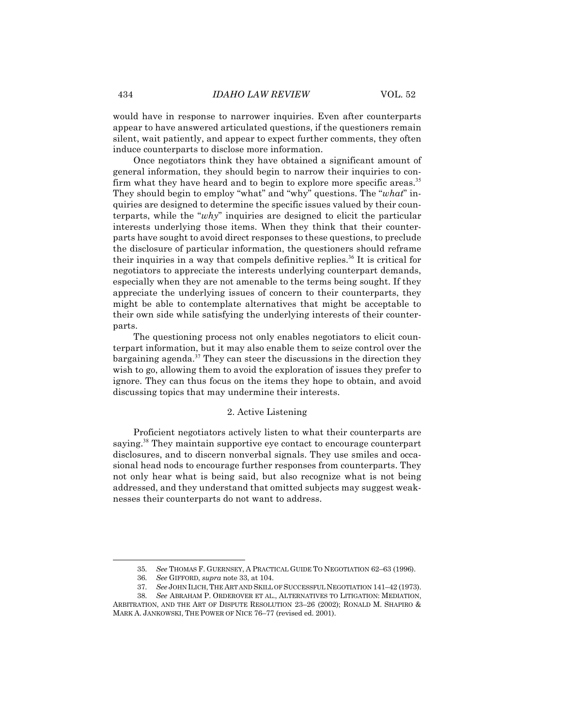would have in response to narrower inquiries. Even after counterparts appear to have answered articulated questions, if the questioners remain silent, wait patiently, and appear to expect further comments, they often induce counterparts to disclose more information.

Once negotiators think they have obtained a significant amount of general information, they should begin to narrow their inquiries to confirm what they have heard and to begin to explore more specific areas.[35] They should begin to employ "what" and "why" questions. The "*what*" inquiries are designed to determine the specific issues valued by their counterparts, while the "*why*" inquiries are designed to elicit the particular interests underlying those items. When they think that their counterparts have sought to avoid direct responses to these questions, to preclude the disclosure of particular information, the questioners should reframe their inquiries in a way that compels definitive replies.[36] It is critical for negotiators to appreciate the interests underlying counterpart demands, especially when they are not amenable to the terms being sought. If they appreciate the underlying issues of concern to their counterparts, they might be able to contemplate alternatives that might be acceptable to their own side while satisfying the underlying interests of their counterparts.

The questioning process not only enables negotiators to elicit counterpart information, but it may also enable them to seize control over the bargaining agenda.[37] They can steer the discussions in the direction they wish to go, allowing them to avoid the exploration of issues they prefer to ignore. They can thus focus on the items they hope to obtain, and avoid discussing topics that may undermine their interests.

### 2. Active Listening

Proficient negotiators actively listen to what their counterparts are saying.[38] They maintain supportive eye contact to encourage counterpart disclosures, and to discern nonverbal signals. They use smiles and occasional head nods to encourage further responses from counterparts. They not only hear what is being said, but also recognize what is not being addressed, and they understand that omitted subjects may suggest weaknesses their counterparts do not want to address.

---

35. *See* THOMAS F. GUERNSEY, A PRACTICAL GUIDE TO NEGOTIATION 62–63 (1996).

36. *See* GIFFORD, *supra* note 33, at 104.

37. *See* JOHN ILICH, THE ART AND SKILL OF SUCCESSFUL NEGOTIATION 141–42 (1973).

38. *See* ABRAHAM P. ORDEROVER ET AL., ALTERNATIVES TO LITIGATION: MEDIATION, ARBITRATION, AND THE ART OF DISPUTE RESOLUTION 23–26 (2002); RONALD M. SHAPIRO & MARK A. JANKOWSKI, THE POWER OF NICE 76–77 (revised ed. 2001).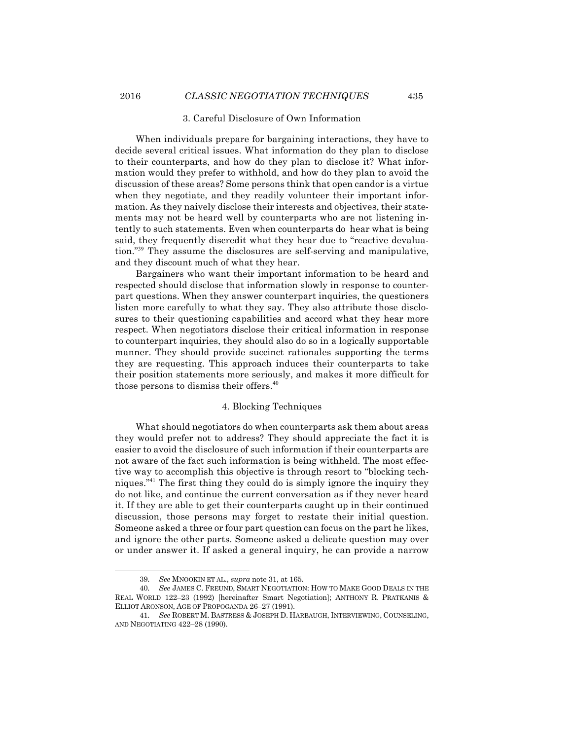### 3. Careful Disclosure of Own Information

When individuals prepare for bargaining interactions, they have to decide several critical issues. What information do they plan to disclose to their counterparts, and how do they plan to disclose it? What information would they prefer to withhold, and how do they plan to avoid the discussion of these areas? Some persons think that open candor is a virtue when they negotiate, and they readily volunteer their important information. As they naively disclose their interests and objectives, their statements may not be heard well by counterparts who are not listening intently to such statements. Even when counterparts do hear what is being said, they frequently discredit what they hear due to "reactive devaluation."[39] They assume the disclosures are self-serving and manipulative, and they discount much of what they hear.

Bargainers who want their important information to be heard and respected should disclose that information slowly in response to counterpart questions. When they answer counterpart inquiries, the questioners listen more carefully to what they say. They also attribute those disclosures to their questioning capabilities and accord what they hear more respect. When negotiators disclose their critical information in response to counterpart inquiries, they should also do so in a logically supportable manner. They should provide succinct rationales supporting the terms they are requesting. This approach induces their counterparts to take their position statements more seriously, and makes it more difficult for those persons to dismiss their offers.[40]

### 4. Blocking Techniques

What should negotiators do when counterparts ask them about areas they would prefer not to address? They should appreciate the fact it is easier to avoid the disclosure of such information if their counterparts are not aware of the fact such information is being withheld. The most effective way to accomplish this objective is through resort to "blocking techniques."[41] The first thing they could do is simply ignore the inquiry they do not like, and continue the current conversation as if they never heard it. If they are able to get their counterparts caught up in their continued discussion, those persons may forget to restate their initial question. Someone asked a three or four part question can focus on the part he likes, and ignore the other parts. Someone asked a delicate question may over or under answer it. If asked a general inquiry, he can provide a narrow

---

39. *See* MNOOKIN ET AL., *supra* note 31, at 165.

40. *See* JAMES C. FREUND, SMART NEGOTIATION: HOW TO MAKE GOOD DEALS IN THE REAL WORLD 122–23 (1992) [hereinafter Smart Negotiation]; ANTHONY R. PRATKANIS & ELLIOT ARONSON, AGE OF PROPOGANDA 26–27 (1991).

41. *See* ROBERT M. BASTRESS & JOSEPH D. HARBAUGH, INTERVIEWING, COUNSELING, AND NEGOTIATING 422–28 (1990).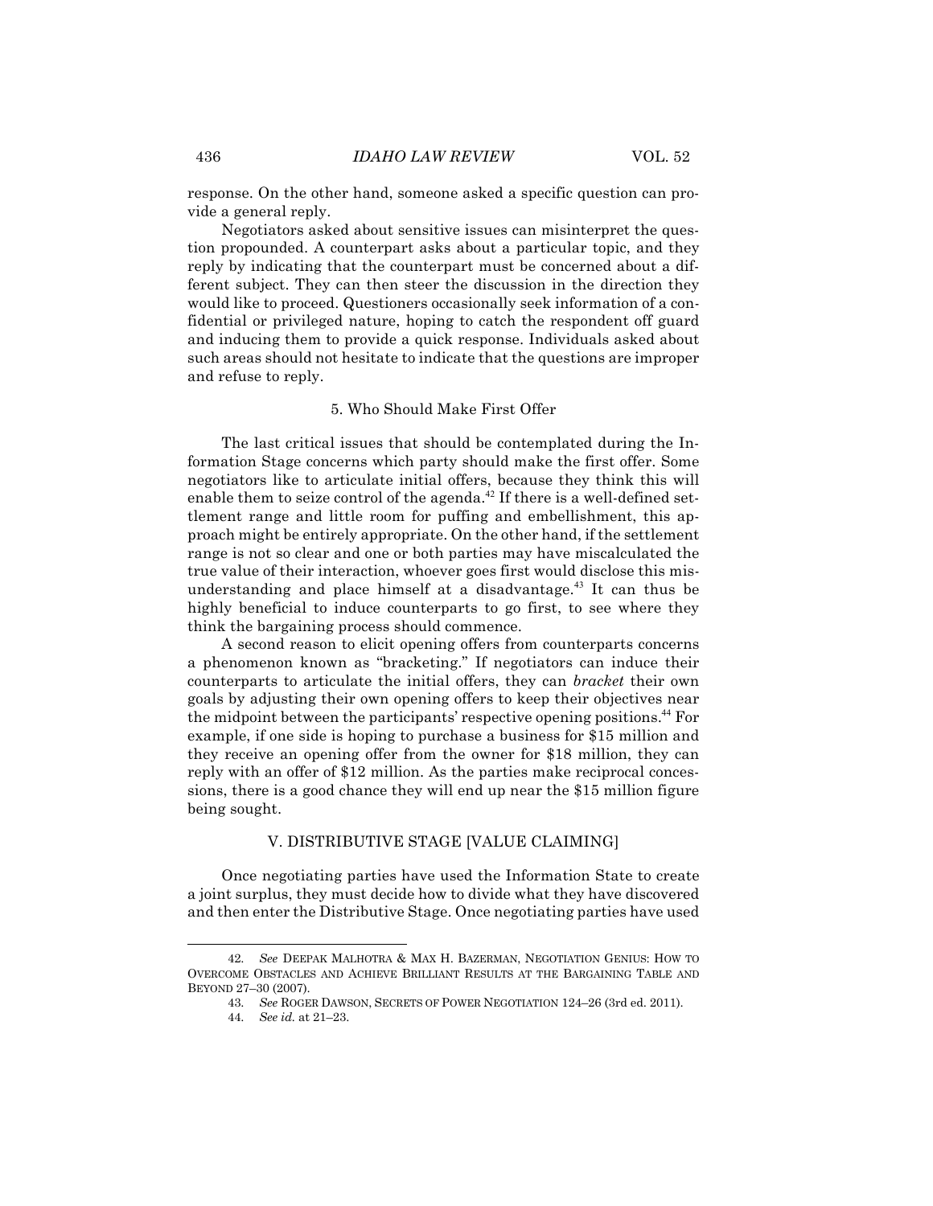response. On the other hand, someone asked a specific question can provide a general reply.

Negotiators asked about sensitive issues can misinterpret the question propounded. A counterpart asks about a particular topic, and they reply by indicating that the counterpart must be concerned about a different subject. They can then steer the discussion in the direction they would like to proceed. Questioners occasionally seek information of a confidential or privileged nature, hoping to catch the respondent off guard and inducing them to provide a quick response. Individuals asked about such areas should not hesitate to indicate that the questions are improper and refuse to reply.

### 5. Who Should Make First Offer

The last critical issues that should be contemplated during the Information Stage concerns which party should make the first offer. Some negotiators like to articulate initial offers, because they think this will enable them to seize control of the agenda.[42] If there is a well-defined settlement range and little room for puffing and embellishment, this approach might be entirely appropriate. On the other hand, if the settlement range is not so clear and one or both parties may have miscalculated the true value of their interaction, whoever goes first would disclose this misunderstanding and place himself at a disadvantage.[43] It can thus be highly beneficial to induce counterparts to go first, to see where they think the bargaining process should commence.

A second reason to elicit opening offers from counterparts concerns a phenomenon known as "bracketing." If negotiators can induce their counterparts to articulate the initial offers, they can *bracket* their own goals by adjusting their own opening offers to keep their objectives near the midpoint between the participants' respective opening positions.[44] For example, if one side is hoping to purchase a business for \$15 million and they receive an opening offer from the owner for \$18 million, they can reply with an offer of \$12 million. As the parties make reciprocal concessions, there is a good chance they will end up near the \$15 million figure being sought.

## V. DISTRIBUTIVE STAGE [VALUE CLAIMING]

Once negotiating parties have used the Information State to create a joint surplus, they must decide how to divide what they have discovered and then enter the Distributive Stage. Once negotiating parties have used

---

42. *See* DEEPAK MALHOTRA & MAX H. BAZERMAN, NEGOTIATION GENIUS: HOW TO OVERCOME OBSTACLES AND ACHIEVE BRILLIANT RESULTS AT THE BARGAINING TABLE AND BEYOND 27–30 (2007).

43. *See* ROGER DAWSON, SECRETS OF POWER NEGOTIATION 124–26 (3rd ed. 2011).

44. *See id.* at 21–23.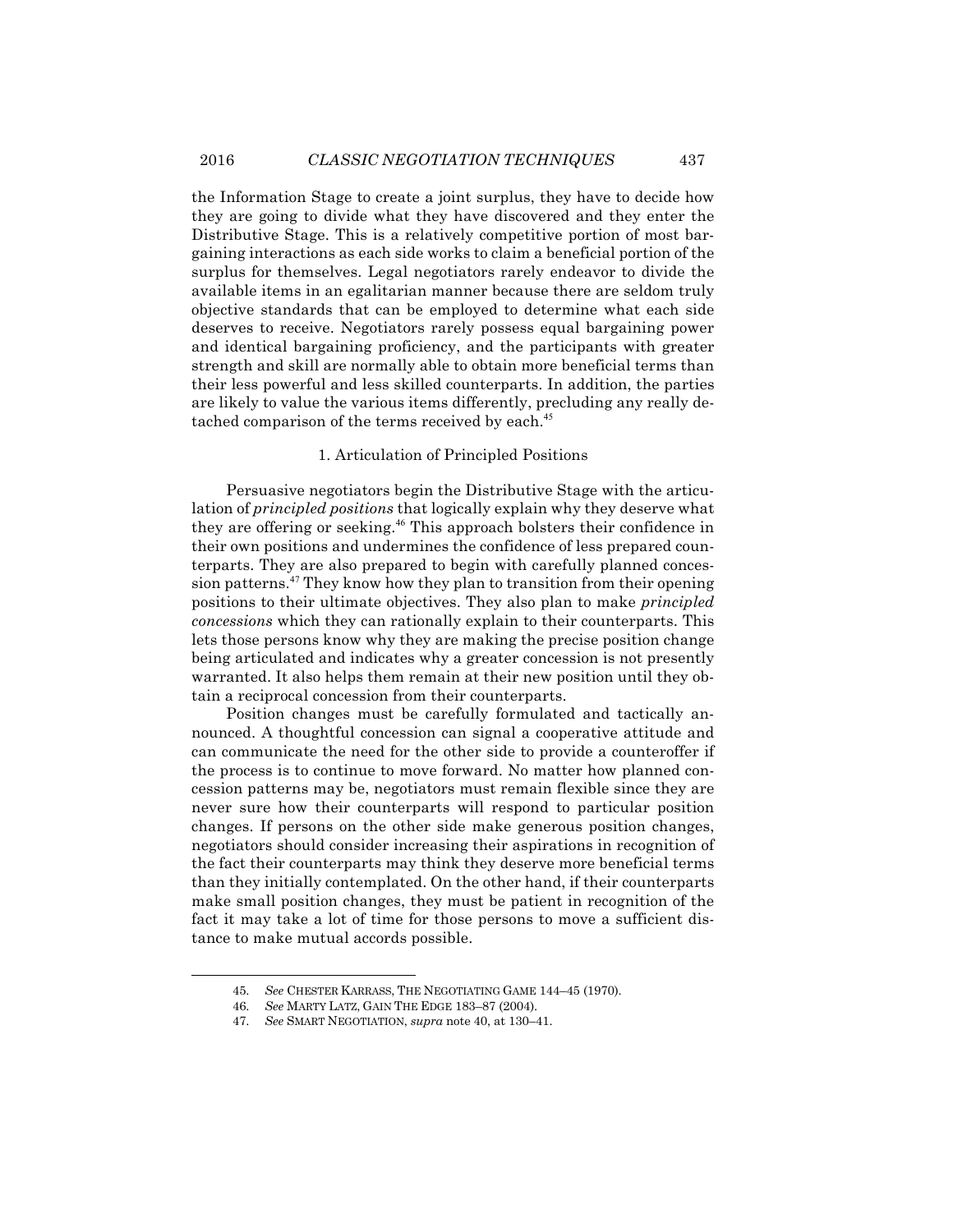the Information Stage to create a joint surplus, they have to decide how they are going to divide what they have discovered and they enter the Distributive Stage. This is a relatively competitive portion of most bargaining interactions as each side works to claim a beneficial portion of the surplus for themselves. Legal negotiators rarely endeavor to divide the available items in an egalitarian manner because there are seldom truly objective standards that can be employed to determine what each side deserves to receive. Negotiators rarely possess equal bargaining power and identical bargaining proficiency, and the participants with greater strength and skill are normally able to obtain more beneficial terms than their less powerful and less skilled counterparts. In addition, the parties are likely to value the various items differently, precluding any really detached comparison of the terms received by each.[45]

### 1. Articulation of Principled Positions

Persuasive negotiators begin the Distributive Stage with the articulation of *principled positions* that logically explain why they deserve what they are offering or seeking.[46] This approach bolsters their confidence in their own positions and undermines the confidence of less prepared counterparts. They are also prepared to begin with carefully planned concession patterns.[47] They know how they plan to transition from their opening positions to their ultimate objectives. They also plan to make *principled concessions* which they can rationally explain to their counterparts. This lets those persons know why they are making the precise position change being articulated and indicates why a greater concession is not presently warranted. It also helps them remain at their new position until they obtain a reciprocal concession from their counterparts.

Position changes must be carefully formulated and tactically announced. A thoughtful concession can signal a cooperative attitude and can communicate the need for the other side to provide a counteroffer if the process is to continue to move forward. No matter how planned concession patterns may be, negotiators must remain flexible since they are never sure how their counterparts will respond to particular position changes. If persons on the other side make generous position changes, negotiators should consider increasing their aspirations in recognition of the fact their counterparts may think they deserve more beneficial terms than they initially contemplated. On the other hand, if their counterparts make small position changes, they must be patient in recognition of the fact it may take a lot of time for those persons to move a sufficient distance to make mutual accords possible.

---

45. *See* CHESTER KARRASS, THE NEGOTIATING GAME 144–45 (1970).

46. *See* MARTY LATZ, GAIN THE EDGE 183–87 (2004).

47. *See* SMART NEGOTIATION, *supra* note 40, at 130–41.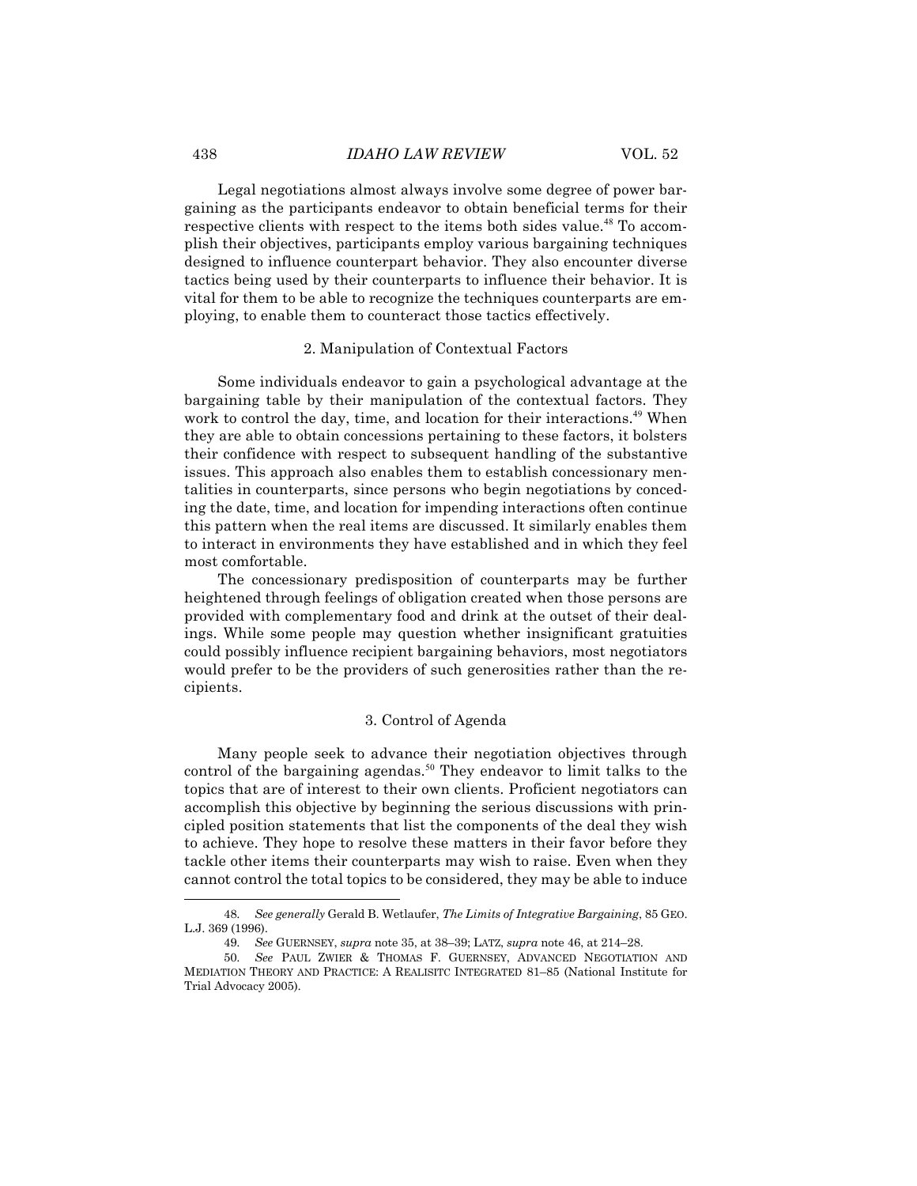Legal negotiations almost always involve some degree of power bargaining as the participants endeavor to obtain beneficial terms for their respective clients with respect to the items both sides value.[48] To accomplish their objectives, participants employ various bargaining techniques designed to influence counterpart behavior. They also encounter diverse tactics being used by their counterparts to influence their behavior. It is vital for them to be able to recognize the techniques counterparts are employing, to enable them to counteract those tactics effectively.

### 2. Manipulation of Contextual Factors

Some individuals endeavor to gain a psychological advantage at the bargaining table by their manipulation of the contextual factors. They work to control the day, time, and location for their interactions.[49] When they are able to obtain concessions pertaining to these factors, it bolsters their confidence with respect to subsequent handling of the substantive issues. This approach also enables them to establish concessionary mentalities in counterparts, since persons who begin negotiations by conceding the date, time, and location for impending interactions often continue this pattern when the real items are discussed. It similarly enables them to interact in environments they have established and in which they feel most comfortable.

The concessionary predisposition of counterparts may be further heightened through feelings of obligation created when those persons are provided with complementary food and drink at the outset of their dealings. While some people may question whether insignificant gratuities could possibly influence recipient bargaining behaviors, most negotiators would prefer to be the providers of such generosities rather than the recipients.

### 3. Control of Agenda

Many people seek to advance their negotiation objectives through control of the bargaining agendas.[50] They endeavor to limit talks to the topics that are of interest to their own clients. Proficient negotiators can accomplish this objective by beginning the serious discussions with principled position statements that list the components of the deal they wish to achieve. They hope to resolve these matters in their favor before they tackle other items their counterparts may wish to raise. Even when they cannot control the total topics to be considered, they may be able to induce

---

48. *See generally* Gerald B. Wetlaufer, *The Limits of Integrative Bargaining*, 85 GEO. L.J. 369 (1996).

49. *See* GUERNSEY, *supra* note 35, at 38–39; LATZ, *supra* note 46, at 214–28.

50. *See* PAUL ZWIER & THOMAS F. GUERNSEY, ADVANCED NEGOTIATION AND MEDIATION THEORY AND PRACTICE: A REALISITC INTEGRATED 81–85 (National Institute for Trial Advocacy 2005).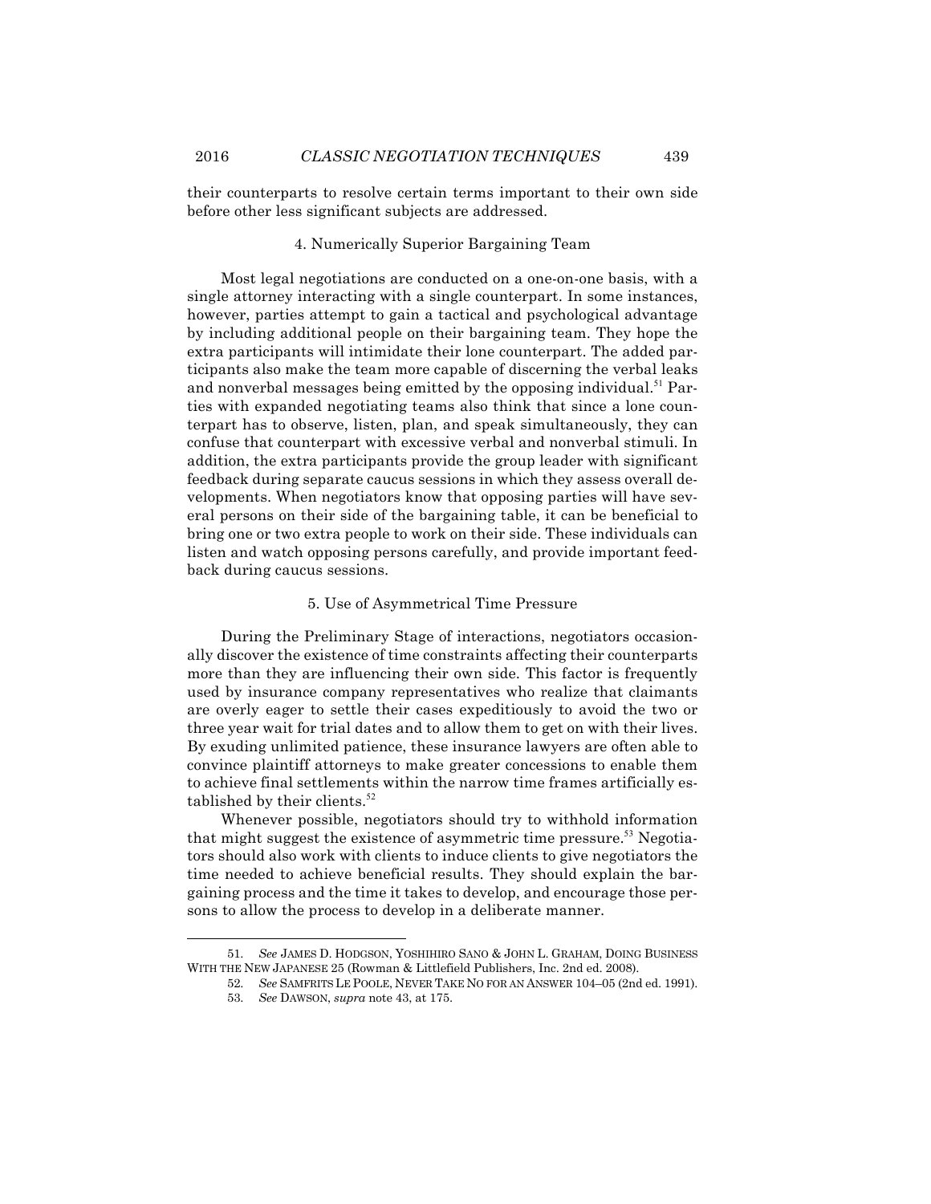their counterparts to resolve certain terms important to their own side before other less significant subjects are addressed.

### 4. Numerically Superior Bargaining Team

Most legal negotiations are conducted on a one-on-one basis, with a single attorney interacting with a single counterpart. In some instances, however, parties attempt to gain a tactical and psychological advantage by including additional people on their bargaining team. They hope the extra participants will intimidate their lone counterpart. The added participants also make the team more capable of discerning the verbal leaks and nonverbal messages being emitted by the opposing individual.[51] Parties with expanded negotiating teams also think that since a lone counterpart has to observe, listen, plan, and speak simultaneously, they can confuse that counterpart with excessive verbal and nonverbal stimuli. In addition, the extra participants provide the group leader with significant feedback during separate caucus sessions in which they assess overall developments. When negotiators know that opposing parties will have several persons on their side of the bargaining table, it can be beneficial to bring one or two extra people to work on their side. These individuals can listen and watch opposing persons carefully, and provide important feedback during caucus sessions.

### 5. Use of Asymmetrical Time Pressure

During the Preliminary Stage of interactions, negotiators occasionally discover the existence of time constraints affecting their counterparts more than they are influencing their own side. This factor is frequently used by insurance company representatives who realize that claimants are overly eager to settle their cases expeditiously to avoid the two or three year wait for trial dates and to allow them to get on with their lives. By exuding unlimited patience, these insurance lawyers are often able to convince plaintiff attorneys to make greater concessions to enable them to achieve final settlements within the narrow time frames artificially established by their clients.[52]

Whenever possible, negotiators should try to withhold information that might suggest the existence of asymmetric time pressure.[53] Negotiators should also work with clients to induce clients to give negotiators the time needed to achieve beneficial results. They should explain the bargaining process and the time it takes to develop, and encourage those persons to allow the process to develop in a deliberate manner.

---

51. *See* JAMES D. HODGSON, YOSHIHIRO SANO & JOHN L. GRAHAM, DOING BUSINESS WITH THE NEW JAPANESE 25 (Rowman & Littlefield Publishers, Inc. 2nd ed. 2008).

52. *See* SAMFRITS LE POOLE, NEVER TAKE NO FOR AN ANSWER 104–05 (2nd ed. 1991).

53. *See* DAWSON, *supra* note 43, at 175.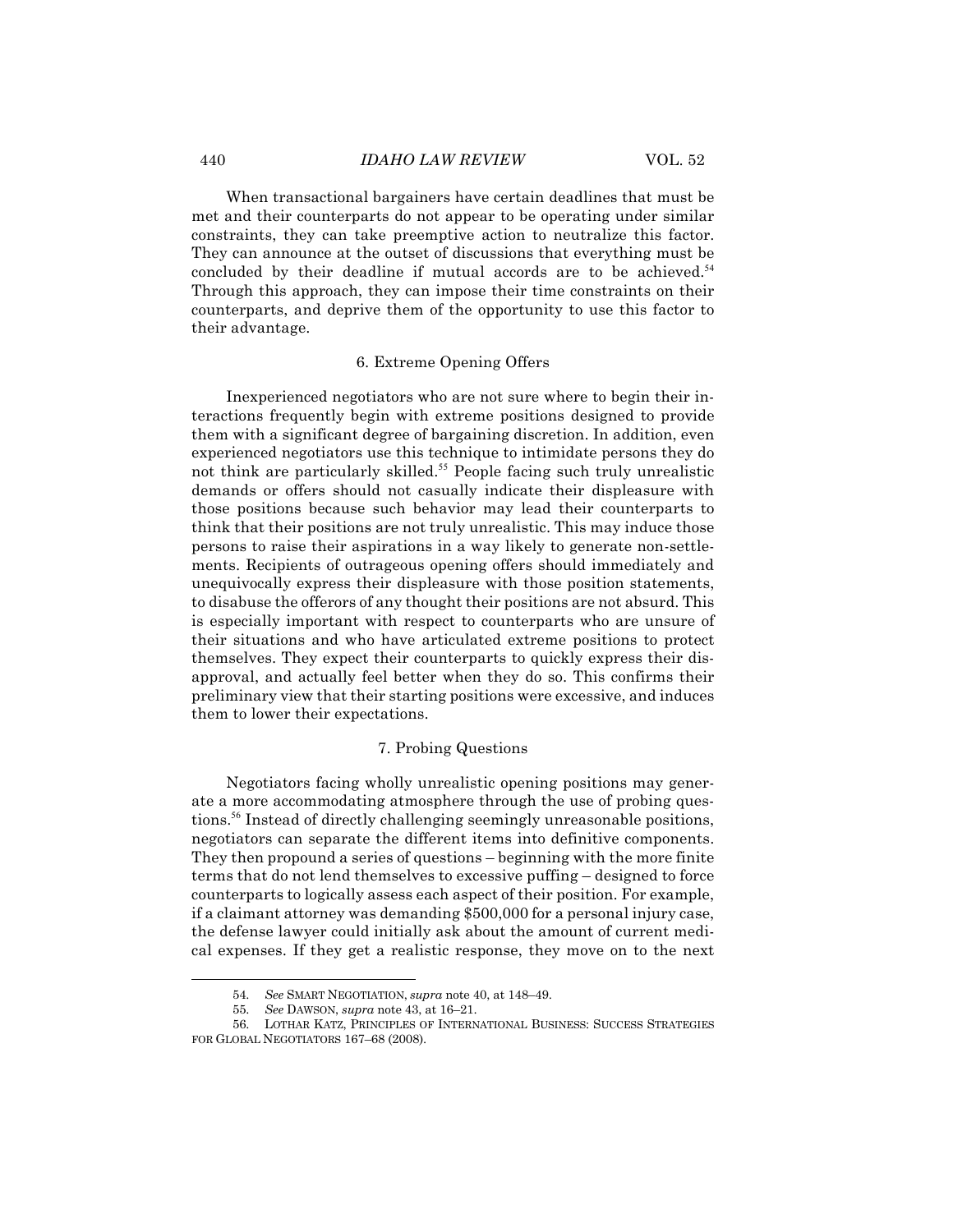When transactional bargainers have certain deadlines that must be met and their counterparts do not appear to be operating under similar constraints, they can take preemptive action to neutralize this factor. They can announce at the outset of discussions that everything must be concluded by their deadline if mutual accords are to be achieved.[54] Through this approach, they can impose their time constraints on their counterparts, and deprive them of the opportunity to use this factor to their advantage.

### 6. Extreme Opening Offers

Inexperienced negotiators who are not sure where to begin their interactions frequently begin with extreme positions designed to provide them with a significant degree of bargaining discretion. In addition, even experienced negotiators use this technique to intimidate persons they do not think are particularly skilled.[55] People facing such truly unrealistic demands or offers should not casually indicate their displeasure with those positions because such behavior may lead their counterparts to think that their positions are not truly unrealistic. This may induce those persons to raise their aspirations in a way likely to generate non-settlements. Recipients of outrageous opening offers should immediately and unequivocally express their displeasure with those position statements, to disabuse the offerors of any thought their positions are not absurd. This is especially important with respect to counterparts who are unsure of their situations and who have articulated extreme positions to protect themselves. They expect their counterparts to quickly express their disapproval, and actually feel better when they do so. This confirms their preliminary view that their starting positions were excessive, and induces them to lower their expectations.

### 7. Probing Questions

Negotiators facing wholly unrealistic opening positions may generate a more accommodating atmosphere through the use of probing questions.[56] Instead of directly challenging seemingly unreasonable positions, negotiators can separate the different items into definitive components. They then propound a series of questions – beginning with the more finite terms that do not lend themselves to excessive puffing – designed to force counterparts to logically assess each aspect of their position. For example, if a claimant attorney was demanding $500,000 for a personal injury case, the defense lawyer could initially ask about the amount of current medical expenses. If they get a realistic response, they move on to the next

---

54. *See* SMART NEGOTIATION, *supra* note 40, at 148–49.

55. *See* DAWSON, *supra* note 43, at 16–21.

56. LOTHAR KATZ, PRINCIPLES OF INTERNATIONAL BUSINESS: SUCCESS STRATEGIES FOR GLOBAL NEGOTIATORS 167–68 (2008).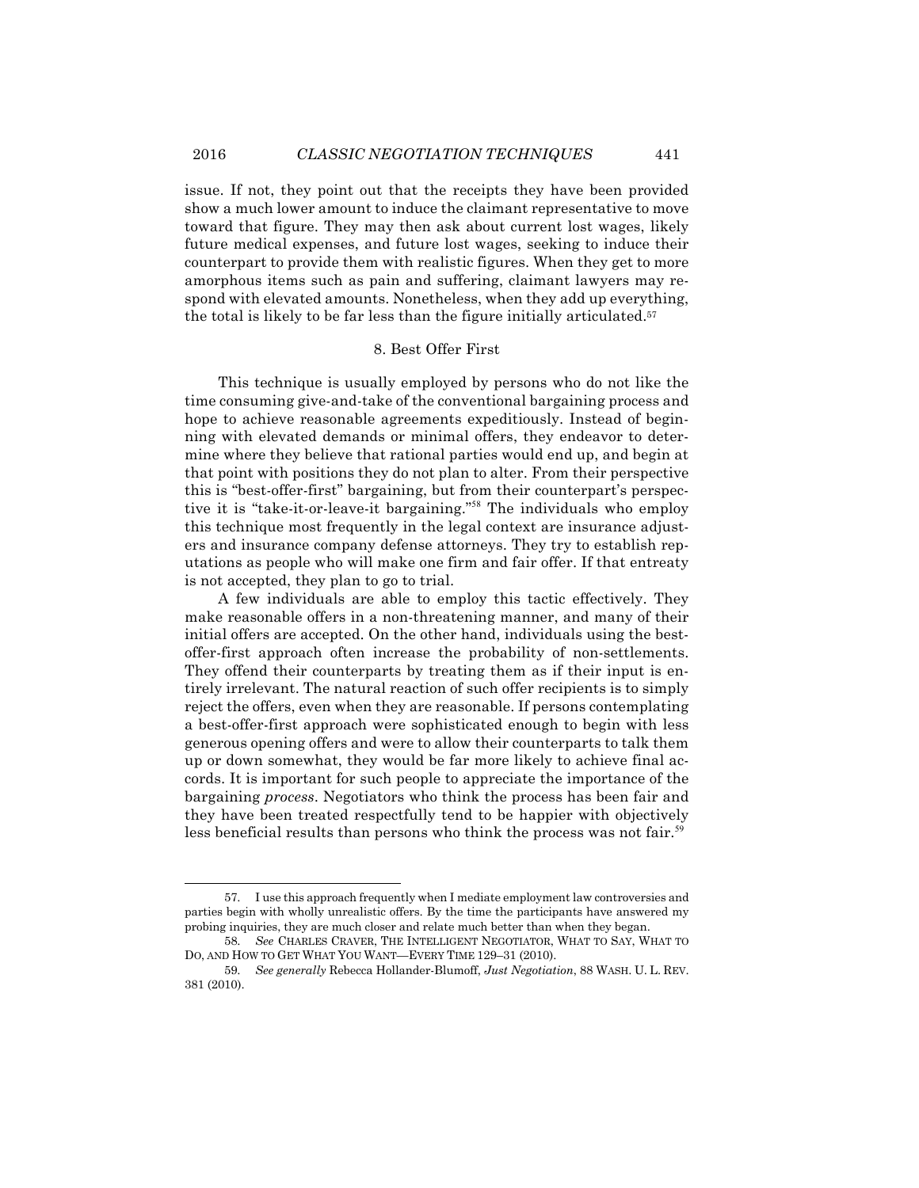issue. If not, they point out that the receipts they have been provided show a much lower amount to induce the claimant representative to move toward that figure. They may then ask about current lost wages, likely future medical expenses, and future lost wages, seeking to induce their counterpart to provide them with realistic figures. When they get to more amorphous items such as pain and suffering, claimant lawyers may respond with elevated amounts. Nonetheless, when they add up everything, the total is likely to be far less than the figure initially articulated.[57]

### 8. Best Offer First

This technique is usually employed by persons who do not like the time consuming give-and-take of the conventional bargaining process and hope to achieve reasonable agreements expeditiously. Instead of beginning with elevated demands or minimal offers, they endeavor to determine where they believe that rational parties would end up, and begin at that point with positions they do not plan to alter. From their perspective this is "best-offer-first" bargaining, but from their counterpart's perspective it is "take-it-or-leave-it bargaining."[58] The individuals who employ this technique most frequently in the legal context are insurance adjusters and insurance company defense attorneys. They try to establish reputations as people who will make one firm and fair offer. If that entreaty is not accepted, they plan to go to trial.

A few individuals are able to employ this tactic effectively. They make reasonable offers in a non-threatening manner, and many of their initial offers are accepted. On the other hand, individuals using the best-offer-first approach often increase the probability of non-settlements. They offend their counterparts by treating them as if their input is entirely irrelevant. The natural reaction of such offer recipients is to simply reject the offers, even when they are reasonable. If persons contemplating a best-offer-first approach were sophisticated enough to begin with less generous opening offers and were to allow their counterparts to talk them up or down somewhat, they would be far more likely to achieve final accords. It is important for such people to appreciate the importance of the bargaining *process*. Negotiators who think the process has been fair and they have been treated respectfully tend to be happier with objectively less beneficial results than persons who think the process was not fair.[59]

---

57. I use this approach frequently when I mediate employment law controversies and parties begin with wholly unrealistic offers. By the time the participants have answered my probing inquiries, they are much closer and relate much better than when they began.

58. *See* CHARLES CRAVER, THE INTELLIGENT NEGOTIATOR, WHAT TO SAY, WHAT TO DO, AND HOW TO GET WHAT YOU WANT—EVERY TIME 129–31 (2010).

59. *See generally* Rebecca Hollander-Blumoff, *Just Negotiation*, 88 WASH. U. L. REV. 381 (2010).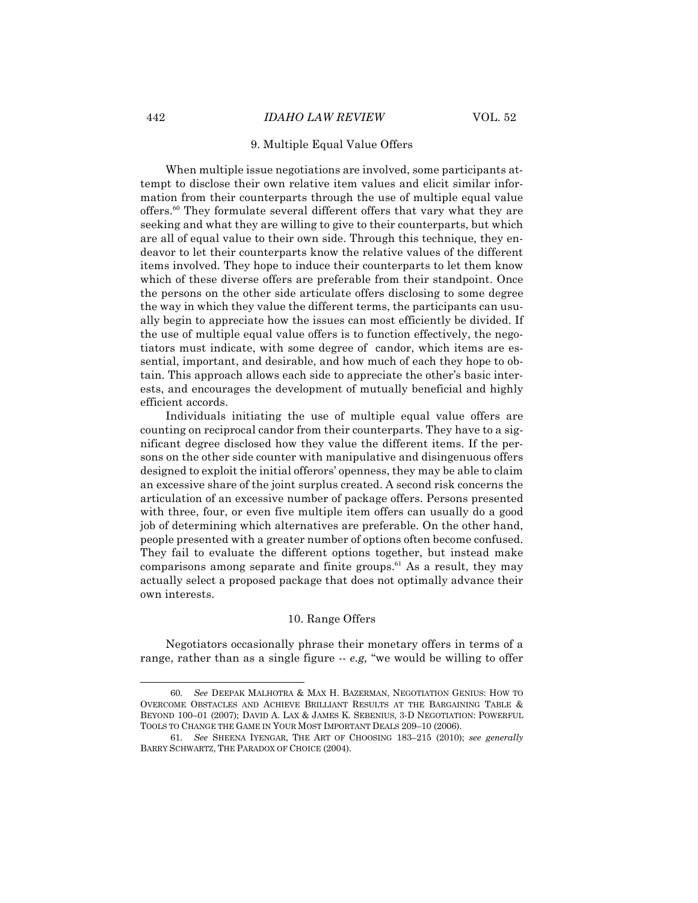### 9. Multiple Equal Value Offers

When multiple issue negotiations are involved, some participants attempt to disclose their own relative item values and elicit similar information from their counterparts through the use of multiple equal value offers.[60] They formulate several different offers that vary what they are seeking and what they are willing to give to their counterparts, but which are all of equal value to their own side. Through this technique, they endeavor to let their counterparts know the relative values of the different items involved. They hope to induce their counterparts to let them know which of these diverse offers are preferable from their standpoint. Once the persons on the other side articulate offers disclosing to some degree the way in which they value the different terms, the participants can usually begin to appreciate how the issues can most efficiently be divided. If the use of multiple equal value offers is to function effectively, the negotiators must indicate, with some degree of candor, which items are essential, important, and desirable, and how much of each they hope to obtain. This approach allows each side to appreciate the other's basic interests, and encourages the development of mutually beneficial and highly efficient accords.

Individuals initiating the use of multiple equal value offers are counting on reciprocal candor from their counterparts. They have to a significant degree disclosed how they value the different items. If the persons on the other side counter with manipulative and disingenuous offers designed to exploit the initial offerors' openness, they may be able to claim an excessive share of the joint surplus created. A second risk concerns the articulation of an excessive number of package offers. Persons presented with three, four, or even five multiple item offers can usually do a good job of determining which alternatives are preferable. On the other hand, people presented with a greater number of options often become confused. They fail to evaluate the different options together, but instead make comparisons among separate and finite groups.[61] As a result, they may actually select a proposed package that does not optimally advance their own interests.

### 10. Range Offers

Negotiators occasionally phrase their monetary offers in terms of a range, rather than as a single figure -- *e.g.,* "we would be willing to offer

---

60. *See* DEEPAK MALHOTRA & MAX H. BAZERMAN, NEGOTIATION GENIUS: HOW TO OVERCOME OBSTACLES AND ACHIEVE BRILLIANT RESULTS AT THE BARGAINING TABLE & BEYOND 100–01 (2007); DAVID A. LAX & JAMES K. SEBENIUS, 3-D NEGOTIATION: POWERFUL TOOLS TO CHANGE THE GAME IN YOUR MOST IMPORTANT DEALS 209–10 (2006).

61. *See* SHEENA IYENGAR, THE ART OF CHOOSING 183–215 (2010); *see generally* BARRY SCHWARTZ, THE PARADOX OF CHOICE (2004).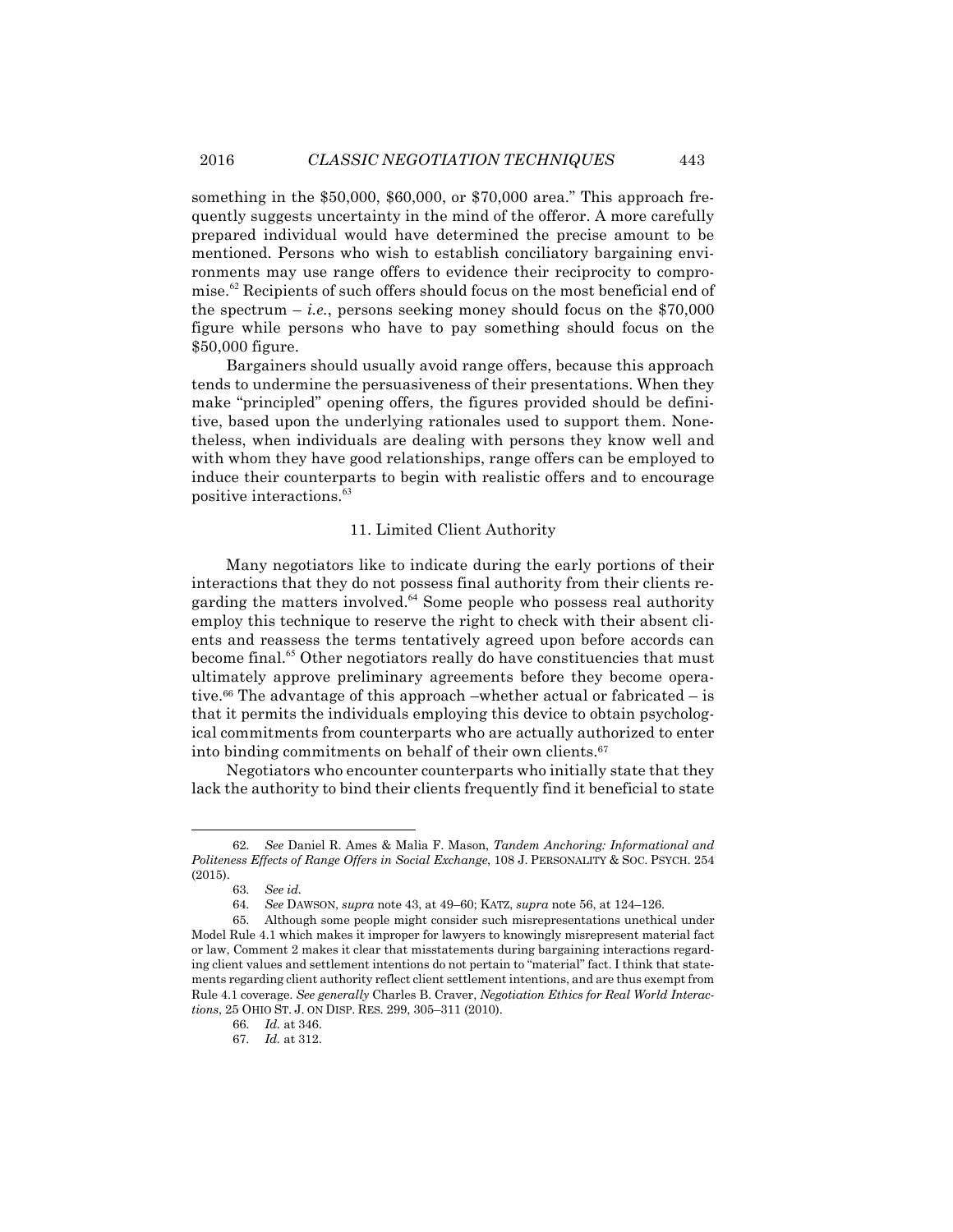something in the $50,000, $60,000, or $70,000 area." This approach frequently suggests uncertainty in the mind of the offeror. A more carefully prepared individual would have determined the precise amount to be mentioned. Persons who wish to establish conciliatory bargaining environments may use range offers to evidence their reciprocity to compromise.[62] Recipients of such offers should focus on the most beneficial end of the spectrum – *i.e.*, persons seeking money should focus on the $70,000 figure while persons who have to pay something should focus on the $50,000 figure.

Bargainers should usually avoid range offers, because this approach tends to undermine the persuasiveness of their presentations. When they make "principled" opening offers, the figures provided should be definitive, based upon the underlying rationales used to support them. Nonetheless, when individuals are dealing with persons they know well and with whom they have good relationships, range offers can be employed to induce their counterparts to begin with realistic offers and to encourage positive interactions.[63]

### 11. Limited Client Authority

Many negotiators like to indicate during the early portions of their interactions that they do not possess final authority from their clients regarding the matters involved.[64] Some people who possess real authority employ this technique to reserve the right to check with their absent clients and reassess the terms tentatively agreed upon before accords can become final.[65] Other negotiators really do have constituencies that must ultimately approve preliminary agreements before they become operative.[66] The advantage of this approach –whether actual or fabricated – is that it permits the individuals employing this device to obtain psychological commitments from counterparts who are actually authorized to enter into binding commitments on behalf of their own clients.[67]

Negotiators who encounter counterparts who initially state that they lack the authority to bind their clients frequently find it beneficial to state

---

62. *See* Daniel R. Ames & Malia F. Mason, *Tandem Anchoring: Informational and Politeness Effects of Range Offers in Social Exchange*, 108 J. PERSONALITY & SOC. PSYCH. 254 (2015).

63. *See id.*

64. *See* DAWSON, *supra* note 43, at 49–60; KATZ, *supra* note 56, at 124–126.

65. Although some people might consider such misrepresentations unethical under Model Rule 4.1 which makes it improper for lawyers to knowingly misrepresent material fact or law, Comment 2 makes it clear that misstatements during bargaining interactions regarding client values and settlement intentions do not pertain to "material" fact. I think that statements regarding client authority reflect client settlement intentions, and are thus exempt from Rule 4.1 coverage. *See generally* Charles B. Craver, *Negotiation Ethics for Real World Interactions*, 25 OHIO ST. J. ON DISP. RES. 299, 305–311 (2010).

66. *Id.* at 346.

67. *Id.* at 312.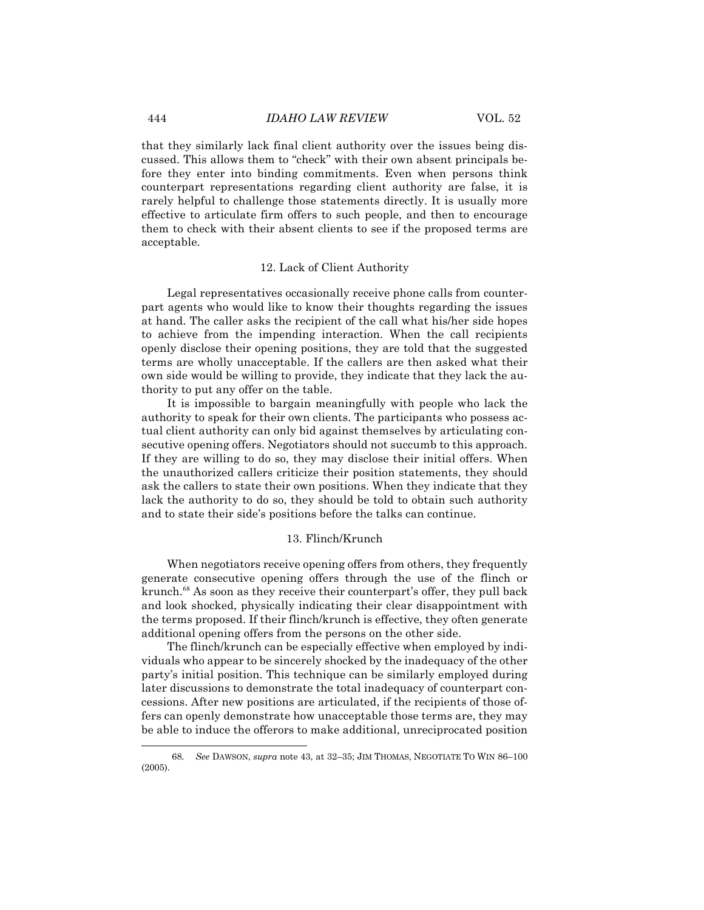that they similarly lack final client authority over the issues being discussed. This allows them to "check" with their own absent principals before they enter into binding commitments. Even when persons think counterpart representations regarding client authority are false, it is rarely helpful to challenge those statements directly. It is usually more effective to articulate firm offers to such people, and then to encourage them to check with their absent clients to see if the proposed terms are acceptable.

### 12. Lack of Client Authority

Legal representatives occasionally receive phone calls from counterpart agents who would like to know their thoughts regarding the issues at hand. The caller asks the recipient of the call what his/her side hopes to achieve from the impending interaction. When the call recipients openly disclose their opening positions, they are told that the suggested terms are wholly unacceptable. If the callers are then asked what their own side would be willing to provide, they indicate that they lack the authority to put any offer on the table.

It is impossible to bargain meaningfully with people who lack the authority to speak for their own clients. The participants who possess actual client authority can only bid against themselves by articulating consecutive opening offers. Negotiators should not succumb to this approach. If they are willing to do so, they may disclose their initial offers. When the unauthorized callers criticize their position statements, they should ask the callers to state their own positions. When they indicate that they lack the authority to do so, they should be told to obtain such authority and to state their side's positions before the talks can continue.

### 13. Flinch/Krunch

When negotiators receive opening offers from others, they frequently generate consecutive opening offers through the use of the flinch or krunch.[68] As soon as they receive their counterpart's offer, they pull back and look shocked, physically indicating their clear disappointment with the terms proposed. If their flinch/krunch is effective, they often generate additional opening offers from the persons on the other side.

The flinch/krunch can be especially effective when employed by individuals who appear to be sincerely shocked by the inadequacy of the other party's initial position. This technique can be similarly employed during later discussions to demonstrate the total inadequacy of counterpart concessions. After new positions are articulated, if the recipients of those offers can openly demonstrate how unacceptable those terms are, they may be able to induce the offerors to make additional, unreciprocated position

---

68. *See* DAWSON, *supra* note 43, at 32–35; JIM THOMAS, NEGOTIATE TO WIN 86–100 (2005).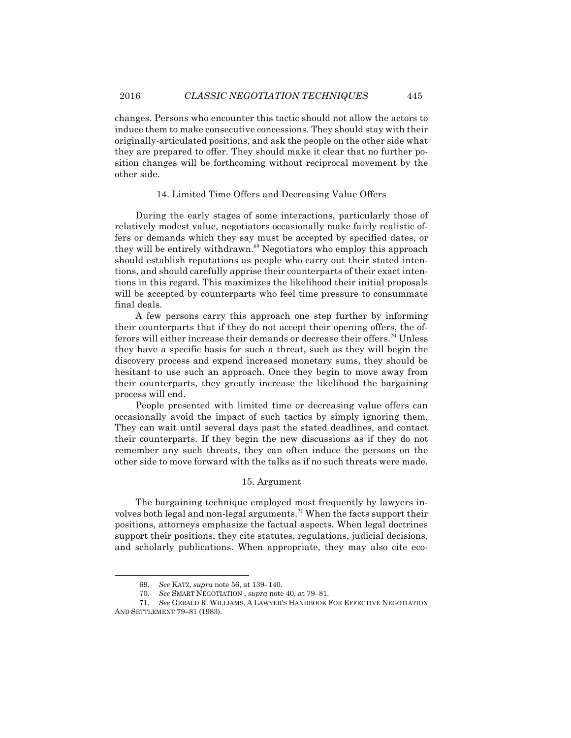changes. Persons who encounter this tactic should not allow the actors to induce them to make consecutive concessions. They should stay with their originally-articulated positions, and ask the people on the other side what they are prepared to offer. They should make it clear that no further position changes will be forthcoming without reciprocal movement by the other side.

### 14. Limited Time Offers and Decreasing Value Offers

During the early stages of some interactions, particularly those of relatively modest value, negotiators occasionally make fairly realistic offers or demands which they say must be accepted by specified dates, or they will be entirely withdrawn.[69] Negotiators who employ this approach should establish reputations as people who carry out their stated intentions, and should carefully apprise their counterparts of their exact intentions in this regard. This maximizes the likelihood their initial proposals will be accepted by counterparts who feel time pressure to consummate final deals.

A few persons carry this approach one step further by informing their counterparts that if they do not accept their opening offers, the offerors will either increase their demands or decrease their offers.[70] Unless they have a specific basis for such a threat, such as they will begin the discovery process and expend increased monetary sums, they should be hesitant to use such an approach. Once they begin to move away from their counterparts, they greatly increase the likelihood the bargaining process will end.

People presented with limited time or decreasing value offers can occasionally avoid the impact of such tactics by simply ignoring them. They can wait until several days past the stated deadlines, and contact their counterparts. If they begin the new discussions as if they do not remember any such threats, they can often induce the persons on the other side to move forward with the talks as if no such threats were made.

### 15. Argument

The bargaining technique employed most frequently by lawyers involves both legal and non-legal arguments.[71] When the facts support their positions, attorneys emphasize the factual aspects. When legal doctrines support their positions, they cite statutes, regulations, judicial decisions, and scholarly publications. When appropriate, they may also cite eco-

---

69. *See* KATZ, *supra* note 56, at 139–140.

70. *See* SMART NEGOTIATION , *supra* note 40, at 79–81.

71. *See* GERALD R. WILLIAMS, A LAWYER'S HANDBOOK FOR EFFECTIVE NEGOTIATION AND SETTLEMENT 79–81 (1983).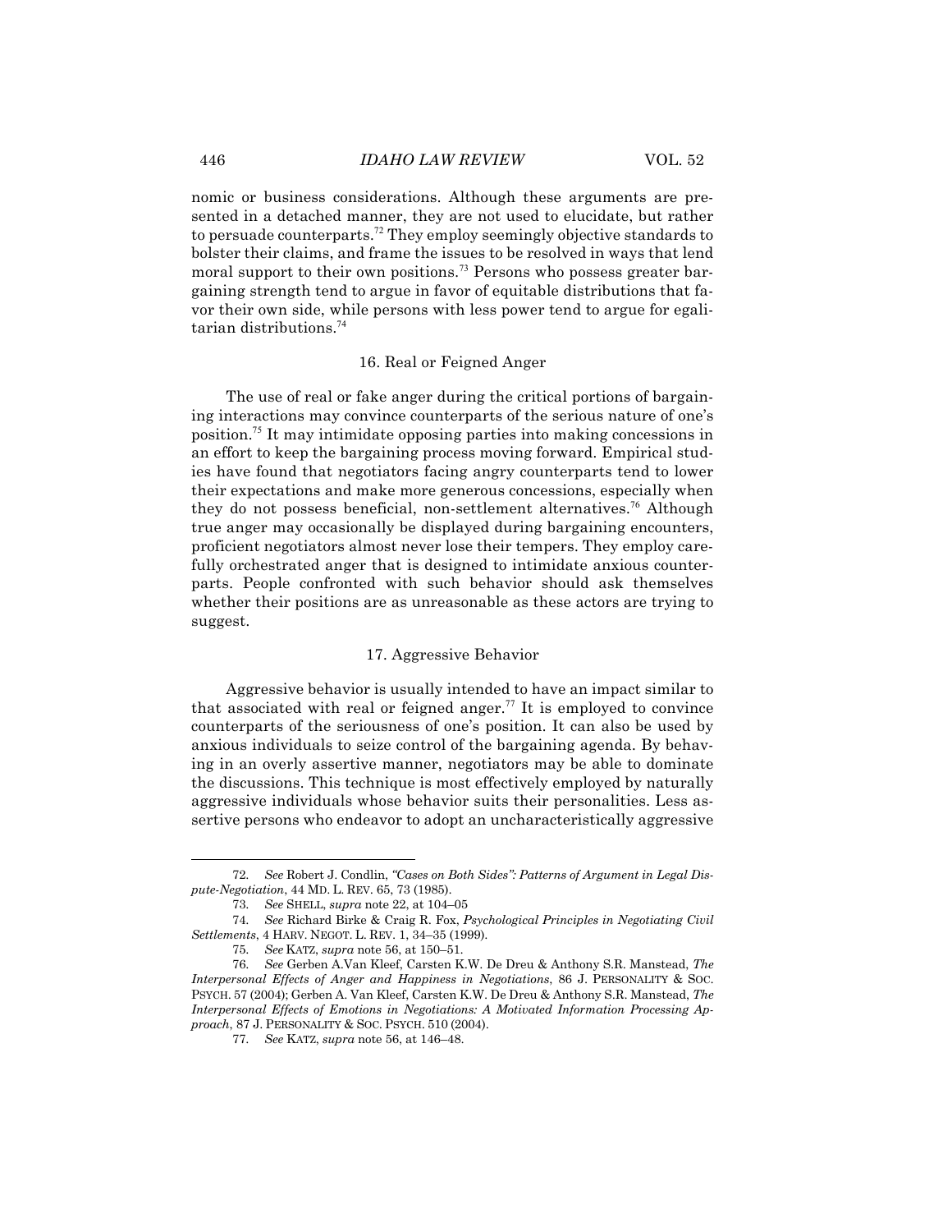nomic or business considerations. Although these arguments are presented in a detached manner, they are not used to elucidate, but rather to persuade counterparts.[72] They employ seemingly objective standards to bolster their claims, and frame the issues to be resolved in ways that lend moral support to their own positions.[73] Persons who possess greater bargaining strength tend to argue in favor of equitable distributions that favor their own side, while persons with less power tend to argue for egalitarian distributions.[74]

### 16. Real or Feigned Anger

The use of real or fake anger during the critical portions of bargaining interactions may convince counterparts of the serious nature of one's position.[75] It may intimidate opposing parties into making concessions in an effort to keep the bargaining process moving forward. Empirical studies have found that negotiators facing angry counterparts tend to lower their expectations and make more generous concessions, especially when they do not possess beneficial, non-settlement alternatives.[76] Although true anger may occasionally be displayed during bargaining encounters, proficient negotiators almost never lose their tempers. They employ carefully orchestrated anger that is designed to intimidate anxious counterparts. People confronted with such behavior should ask themselves whether their positions are as unreasonable as these actors are trying to suggest.

### 17. Aggressive Behavior

Aggressive behavior is usually intended to have an impact similar to that associated with real or feigned anger.[77] It is employed to convince counterparts of the seriousness of one's position. It can also be used by anxious individuals to seize control of the bargaining agenda. By behaving in an overly assertive manner, negotiators may be able to dominate the discussions. This technique is most effectively employed by naturally aggressive individuals whose behavior suits their personalities. Less assertive persons who endeavor to adopt an uncharacteristically aggressive

---

72. *See* Robert J. Condlin, *"Cases on Both Sides": Patterns of Argument in Legal Dispute-Negotiation*, 44 MD. L. REV. 65, 73 (1985).

73. *See* SHELL, *supra* note 22, at 104–05

74. *See* Richard Birke & Craig R. Fox, *Psychological Principles in Negotiating Civil Settlements*, 4 HARV. NEGOT. L. REV. 1, 34–35 (1999).

75. *See* KATZ, *supra* note 56, at 150–51.

76. *See* Gerben A.Van Kleef, Carsten K.W. De Dreu & Anthony S.R. Manstead, *The Interpersonal Effects of Anger and Happiness in Negotiations*, 86 J. PERSONALITY & SOC. PSYCH. 57 (2004); Gerben A. Van Kleef, Carsten K.W. De Dreu & Anthony S.R. Manstead, *The Interpersonal Effects of Emotions in Negotiations: A Motivated Information Processing Approach*, 87 J. PERSONALITY & SOC. PSYCH. 510 (2004).

77. *See* KATZ, *supra* note 56, at 146–48.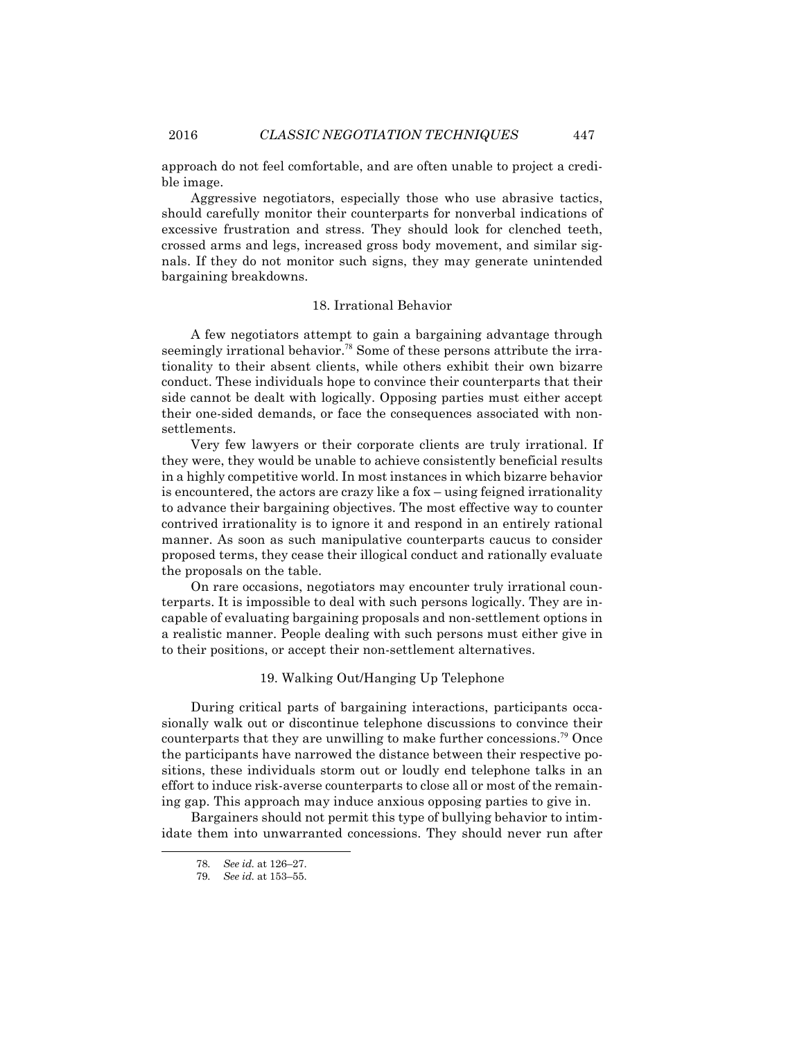approach do not feel comfortable, and are often unable to project a credible image.

Aggressive negotiators, especially those who use abrasive tactics, should carefully monitor their counterparts for nonverbal indications of excessive frustration and stress. They should look for clenched teeth, crossed arms and legs, increased gross body movement, and similar signals. If they do not monitor such signs, they may generate unintended bargaining breakdowns.

### 18. Irrational Behavior

A few negotiators attempt to gain a bargaining advantage through seemingly irrational behavior.[78] Some of these persons attribute the irrationality to their absent clients, while others exhibit their own bizarre conduct. These individuals hope to convince their counterparts that their side cannot be dealt with logically. Opposing parties must either accept their one-sided demands, or face the consequences associated with non-settlements.

Very few lawyers or their corporate clients are truly irrational. If they were, they would be unable to achieve consistently beneficial results in a highly competitive world. In most instances in which bizarre behavior is encountered, the actors are crazy like a fox – using feigned irrationality to advance their bargaining objectives. The most effective way to counter contrived irrationality is to ignore it and respond in an entirely rational manner. As soon as such manipulative counterparts caucus to consider proposed terms, they cease their illogical conduct and rationally evaluate the proposals on the table.

On rare occasions, negotiators may encounter truly irrational counterparts. It is impossible to deal with such persons logically. They are incapable of evaluating bargaining proposals and non-settlement options in a realistic manner. People dealing with such persons must either give in to their positions, or accept their non-settlement alternatives.

### 19. Walking Out/Hanging Up Telephone

During critical parts of bargaining interactions, participants occasionally walk out or discontinue telephone discussions to convince their counterparts that they are unwilling to make further concessions.[79] Once the participants have narrowed the distance between their respective positions, these individuals storm out or loudly end telephone talks in an effort to induce risk-averse counterparts to close all or most of the remaining gap. This approach may induce anxious opposing parties to give in.

Bargainers should not permit this type of bullying behavior to intimidate them into unwarranted concessions. They should never run after

---

78. *See id.* at 126–27.

79. *See id.* at 153–55.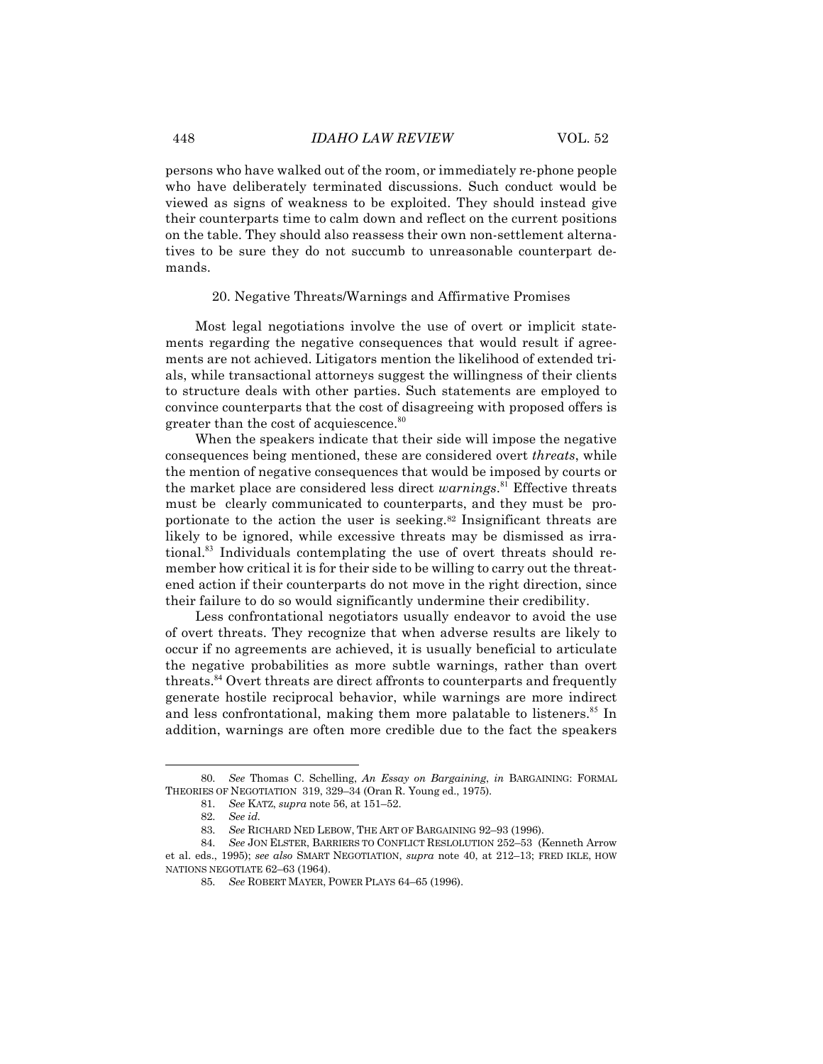persons who have walked out of the room, or immediately re-phone people who have deliberately terminated discussions. Such conduct would be viewed as signs of weakness to be exploited. They should instead give their counterparts time to calm down and reflect on the current positions on the table. They should also reassess their own non-settlement alternatives to be sure they do not succumb to unreasonable counterpart demands.

### 20. Negative Threats/Warnings and Affirmative Promises

Most legal negotiations involve the use of overt or implicit statements regarding the negative consequences that would result if agreements are not achieved. Litigators mention the likelihood of extended trials, while transactional attorneys suggest the willingness of their clients to structure deals with other parties. Such statements are employed to convince counterparts that the cost of disagreeing with proposed offers is greater than the cost of acquiescence.[80]

When the speakers indicate that their side will impose the negative consequences being mentioned, these are considered overt *threats*, while the mention of negative consequences that would be imposed by courts or the market place are considered less direct *warnings*.[81] Effective threats must be clearly communicated to counterparts, and they must be proportionate to the action the user is seeking.[82] Insignificant threats are likely to be ignored, while excessive threats may be dismissed as irrational.[83] Individuals contemplating the use of overt threats should remember how critical it is for their side to be willing to carry out the threatened action if their counterparts do not move in the right direction, since their failure to do so would significantly undermine their credibility.

Less confrontational negotiators usually endeavor to avoid the use of overt threats. They recognize that when adverse results are likely to occur if no agreements are achieved, it is usually beneficial to articulate the negative probabilities as more subtle warnings, rather than overt threats.[84] Overt threats are direct affronts to counterparts and frequently generate hostile reciprocal behavior, while warnings are more indirect and less confrontational, making them more palatable to listeners.[85] In addition, warnings are often more credible due to the fact the speakers

---

80. *See* Thomas C. Schelling, *An Essay on Bargaining*, *in* BARGAINING: FORMAL THEORIES OF NEGOTIATION 319, 329–34 (Oran R. Young ed., 1975).

81. *See* KATZ, *supra* note 56, at 151–52.

82. *See id.*

83. *See* RICHARD NED LEBOW, THE ART OF BARGAINING 92–93 (1996).

84. *See* JON ELSTER, BARRIERS TO CONFLICT RESLOLUTION 252–53 (Kenneth Arrow et al. eds., 1995); *see also* SMART NEGOTIATION, *supra* note 40, at 212–13; FRED IKLE, HOW NATIONS NEGOTIATE 62–63 (1964).

85. *See* ROBERT MAYER, POWER PLAYS 64–65 (1996).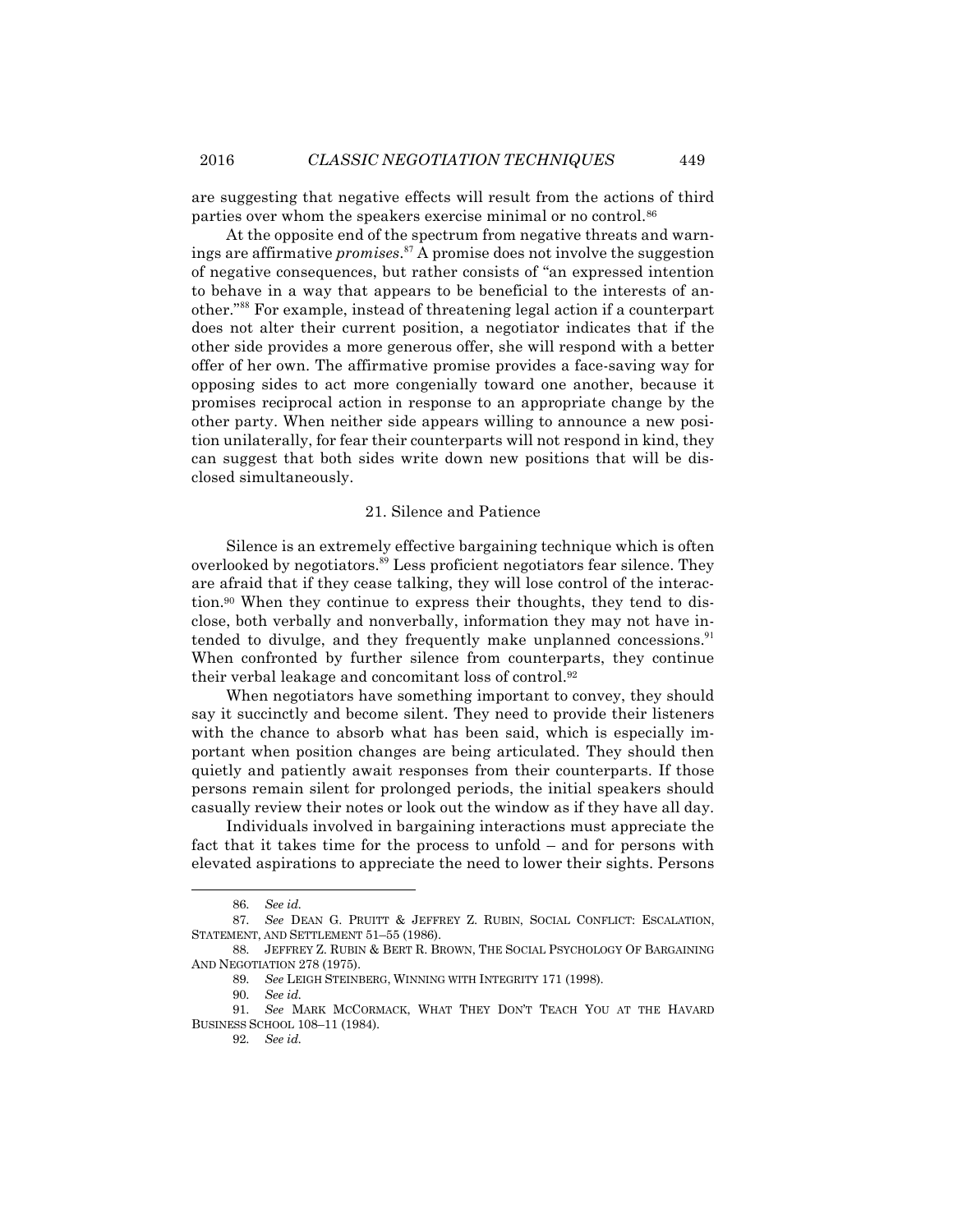are suggesting that negative effects will result from the actions of third parties over whom the speakers exercise minimal or no control.[86]

At the opposite end of the spectrum from negative threats and warnings are affirmative *promises*.[87] A promise does not involve the suggestion of negative consequences, but rather consists of "an expressed intention to behave in a way that appears to be beneficial to the interests of another."[88] For example, instead of threatening legal action if a counterpart does not alter their current position, a negotiator indicates that if the other side provides a more generous offer, she will respond with a better offer of her own. The affirmative promise provides a face-saving way for opposing sides to act more congenially toward one another, because it promises reciprocal action in response to an appropriate change by the other party. When neither side appears willing to announce a new position unilaterally, for fear their counterparts will not respond in kind, they can suggest that both sides write down new positions that will be disclosed simultaneously.

### 21. Silence and Patience

Silence is an extremely effective bargaining technique which is often overlooked by negotiators.[89] Less proficient negotiators fear silence. They are afraid that if they cease talking, they will lose control of the interaction.[90] When they continue to express their thoughts, they tend to disclose, both verbally and nonverbally, information they may not have intended to divulge, and they frequently make unplanned concessions.[91] When confronted by further silence from counterparts, they continue their verbal leakage and concomitant loss of control.[92]

When negotiators have something important to convey, they should say it succinctly and become silent. They need to provide their listeners with the chance to absorb what has been said, which is especially important when position changes are being articulated. They should then quietly and patiently await responses from their counterparts. If those persons remain silent for prolonged periods, the initial speakers should casually review their notes or look out the window as if they have all day.

Individuals involved in bargaining interactions must appreciate the fact that it takes time for the process to unfold – and for persons with elevated aspirations to appreciate the need to lower their sights. Persons

---

86. *See id.*

87. *See* DEAN G. PRUITT & JEFFREY Z. RUBIN, SOCIAL CONFLICT: ESCALATION, STATEMENT, AND SETTLEMENT 51–55 (1986).

88. JEFFREY Z. RUBIN & BERT R. BROWN, THE SOCIAL PSYCHOLOGY OF BARGAINING AND NEGOTIATION 278 (1975).

89. *See* LEIGH STEINBERG, WINNING WITH INTEGRITY 171 (1998).

90. *See id.*

91. *See* MARK MCCORMACK, WHAT THEY DON'T TEACH YOU AT THE HAVARD BUSINESS SCHOOL 108–11 (1984).

92. *See id.*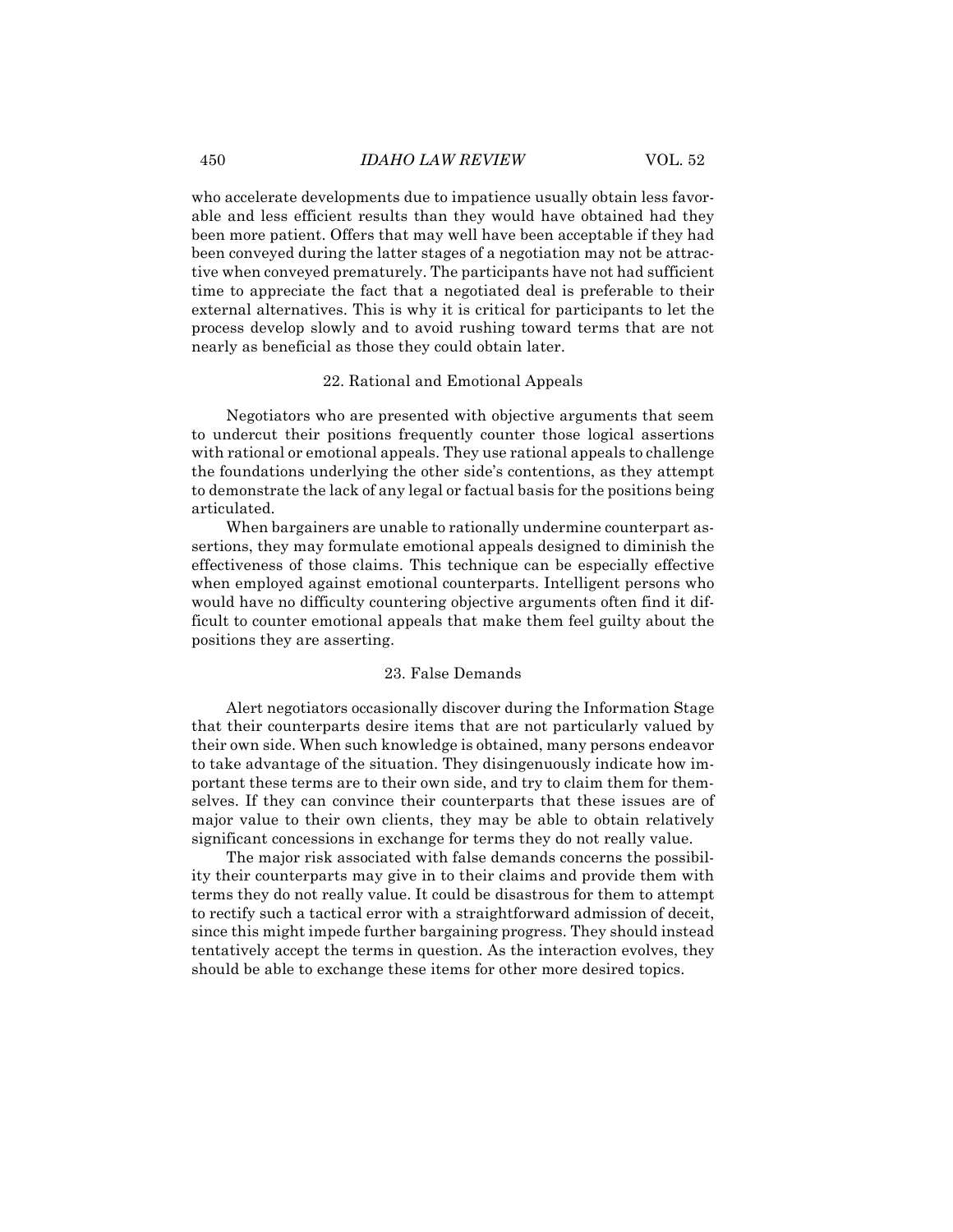who accelerate developments due to impatience usually obtain less favorable and less efficient results than they would have obtained had they been more patient. Offers that may well have been acceptable if they had been conveyed during the latter stages of a negotiation may not be attractive when conveyed prematurely. The participants have not had sufficient time to appreciate the fact that a negotiated deal is preferable to their external alternatives. This is why it is critical for participants to let the process develop slowly and to avoid rushing toward terms that are not nearly as beneficial as those they could obtain later.

### 22. Rational and Emotional Appeals

Negotiators who are presented with objective arguments that seem to undercut their positions frequently counter those logical assertions with rational or emotional appeals. They use rational appeals to challenge the foundations underlying the other side's contentions, as they attempt to demonstrate the lack of any legal or factual basis for the positions being articulated.

When bargainers are unable to rationally undermine counterpart assertions, they may formulate emotional appeals designed to diminish the effectiveness of those claims. This technique can be especially effective when employed against emotional counterparts. Intelligent persons who would have no difficulty countering objective arguments often find it difficult to counter emotional appeals that make them feel guilty about the positions they are asserting.

### 23. False Demands

Alert negotiators occasionally discover during the Information Stage that their counterparts desire items that are not particularly valued by their own side. When such knowledge is obtained, many persons endeavor to take advantage of the situation. They disingenuously indicate how important these terms are to their own side, and try to claim them for themselves. If they can convince their counterparts that these issues are of major value to their own clients, they may be able to obtain relatively significant concessions in exchange for terms they do not really value.

The major risk associated with false demands concerns the possibility their counterparts may give in to their claims and provide them with terms they do not really value. It could be disastrous for them to attempt to rectify such a tactical error with a straightforward admission of deceit, since this might impede further bargaining progress. They should instead tentatively accept the terms in question. As the interaction evolves, they should be able to exchange these items for other more desired topics.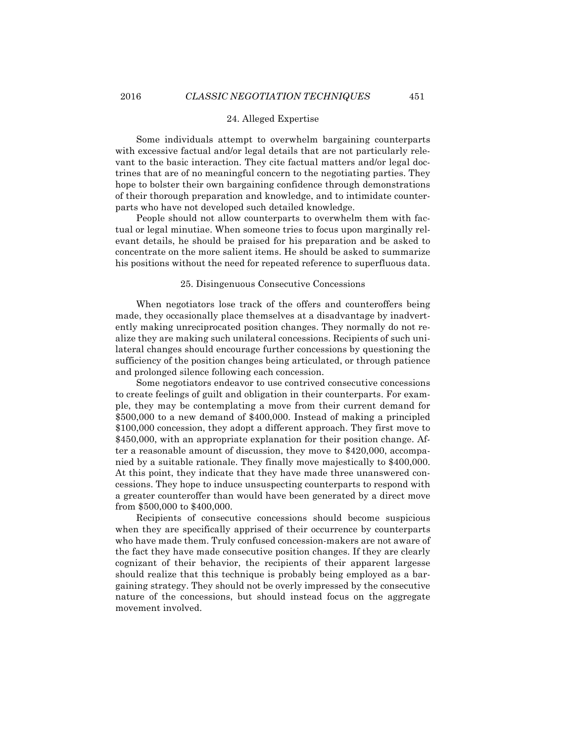### 24. Alleged Expertise

Some individuals attempt to overwhelm bargaining counterparts with excessive factual and/or legal details that are not particularly relevant to the basic interaction. They cite factual matters and/or legal doctrines that are of no meaningful concern to the negotiating parties. They hope to bolster their own bargaining confidence through demonstrations of their thorough preparation and knowledge, and to intimidate counterparts who have not developed such detailed knowledge.

People should not allow counterparts to overwhelm them with factual or legal minutiae. When someone tries to focus upon marginally relevant details, he should be praised for his preparation and be asked to concentrate on the more salient items. He should be asked to summarize his positions without the need for repeated reference to superfluous data.

### 25. Disingenuous Consecutive Concessions

When negotiators lose track of the offers and counteroffers being made, they occasionally place themselves at a disadvantage by inadvertently making unreciprocated position changes. They normally do not realize they are making such unilateral concessions. Recipients of such unilateral changes should encourage further concessions by questioning the sufficiency of the position changes being articulated, or through patience and prolonged silence following each concession.

Some negotiators endeavor to use contrived consecutive concessions to create feelings of guilt and obligation in their counterparts. For example, they may be contemplating a move from their current demand for $500,000 to a new demand of $400,000. Instead of making a principled $100,000 concession, they adopt a different approach. They first move to $450,000, with an appropriate explanation for their position change. After a reasonable amount of discussion, they move to $420,000, accompanied by a suitable rationale. They finally move majestically to $400,000. At this point, they indicate that they have made three unanswered concessions. They hope to induce unsuspecting counterparts to respond with a greater counteroffer than would have been generated by a direct move from $500,000 to $400,000.

Recipients of consecutive concessions should become suspicious when they are specifically apprised of their occurrence by counterparts who have made them. Truly confused concession-makers are not aware of the fact they have made consecutive position changes. If they are clearly cognizant of their behavior, the recipients of their apparent largesse should realize that this technique is probably being employed as a bargaining strategy. They should not be overly impressed by the consecutive nature of the concessions, but should instead focus on the aggregate movement involved.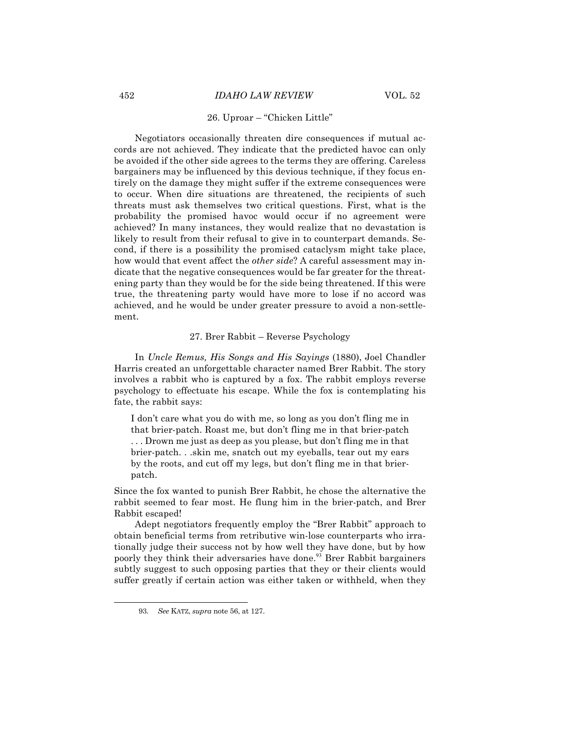### 26. Uproar – "Chicken Little"

Negotiators occasionally threaten dire consequences if mutual accords are not achieved. They indicate that the predicted havoc can only be avoided if the other side agrees to the terms they are offering. Careless bargainers may be influenced by this devious technique, if they focus entirely on the damage they might suffer if the extreme consequences were to occur. When dire situations are threatened, the recipients of such threats must ask themselves two critical questions. First, what is the probability the promised havoc would occur if no agreement were achieved? In many instances, they would realize that no devastation is likely to result from their refusal to give in to counterpart demands. Second, if there is a possibility the promised cataclysm might take place, how would that event affect the *other side*? A careful assessment may indicate that the negative consequences would be far greater for the threatening party than they would be for the side being threatened. If this were true, the threatening party would have more to lose if no accord was achieved, and he would be under greater pressure to avoid a non-settlement.

### 27. Brer Rabbit – Reverse Psychology

In *Uncle Remus, His Songs and His Sayings* (1880), Joel Chandler Harris created an unforgettable character named Brer Rabbit. The story involves a rabbit who is captured by a fox. The rabbit employs reverse psychology to effectuate his escape. While the fox is contemplating his fate, the rabbit says:

> I don't care what you do with me, so long as you don't fling me in that brier-patch. Roast me, but don't fling me in that brier-patch . . . Drown me just as deep as you please, but don't fling me in that brier-patch. . .skin me, snatch out my eyeballs, tear out my ears by the roots, and cut off my legs, but don't fling me in that brier-patch.

Since the fox wanted to punish Brer Rabbit, he chose the alternative the rabbit seemed to fear most. He flung him in the brier-patch, and Brer Rabbit escaped!

Adept negotiators frequently employ the "Brer Rabbit" approach to obtain beneficial terms from retributive win-lose counterparts who irrationally judge their success not by how well they have done, but by how poorly they think their adversaries have done.[93] Brer Rabbit bargainers subtly suggest to such opposing parties that they or their clients would suffer greatly if certain action was either taken or withheld, when they

---

93. *See* KATZ, *supra* note 56, at 127.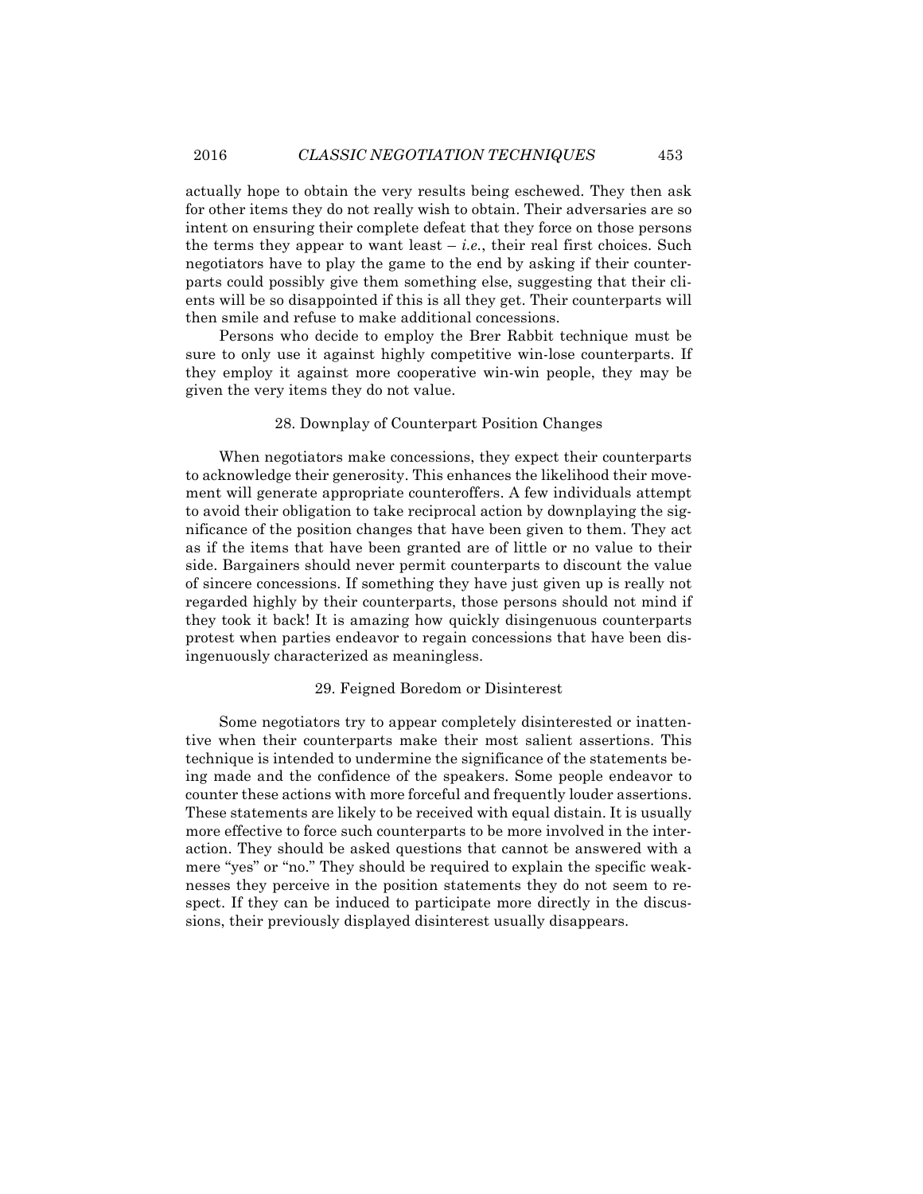actually hope to obtain the very results being eschewed. They then ask for other items they do not really wish to obtain. Their adversaries are so intent on ensuring their complete defeat that they force on those persons the terms they appear to want least – *i.e.*, their real first choices. Such negotiators have to play the game to the end by asking if their counterparts could possibly give them something else, suggesting that their clients will be so disappointed if this is all they get. Their counterparts will then smile and refuse to make additional concessions.

Persons who decide to employ the Brer Rabbit technique must be sure to only use it against highly competitive win-lose counterparts. If they employ it against more cooperative win-win people, they may be given the very items they do not value.

### 28. Downplay of Counterpart Position Changes

When negotiators make concessions, they expect their counterparts to acknowledge their generosity. This enhances the likelihood their movement will generate appropriate counteroffers. A few individuals attempt to avoid their obligation to take reciprocal action by downplaying the significance of the position changes that have been given to them. They act as if the items that have been granted are of little or no value to their side. Bargainers should never permit counterparts to discount the value of sincere concessions. If something they have just given up is really not regarded highly by their counterparts, those persons should not mind if they took it back! It is amazing how quickly disingenuous counterparts protest when parties endeavor to regain concessions that have been disingenuously characterized as meaningless.

### 29. Feigned Boredom or Disinterest

Some negotiators try to appear completely disinterested or inattentive when their counterparts make their most salient assertions. This technique is intended to undermine the significance of the statements being made and the confidence of the speakers. Some people endeavor to counter these actions with more forceful and frequently louder assertions. These statements are likely to be received with equal distain. It is usually more effective to force such counterparts to be more involved in the interaction. They should be asked questions that cannot be answered with a mere "yes" or "no." They should be required to explain the specific weaknesses they perceive in the position statements they do not seem to respect. If they can be induced to participate more directly in the discussions, their previously displayed disinterest usually disappears.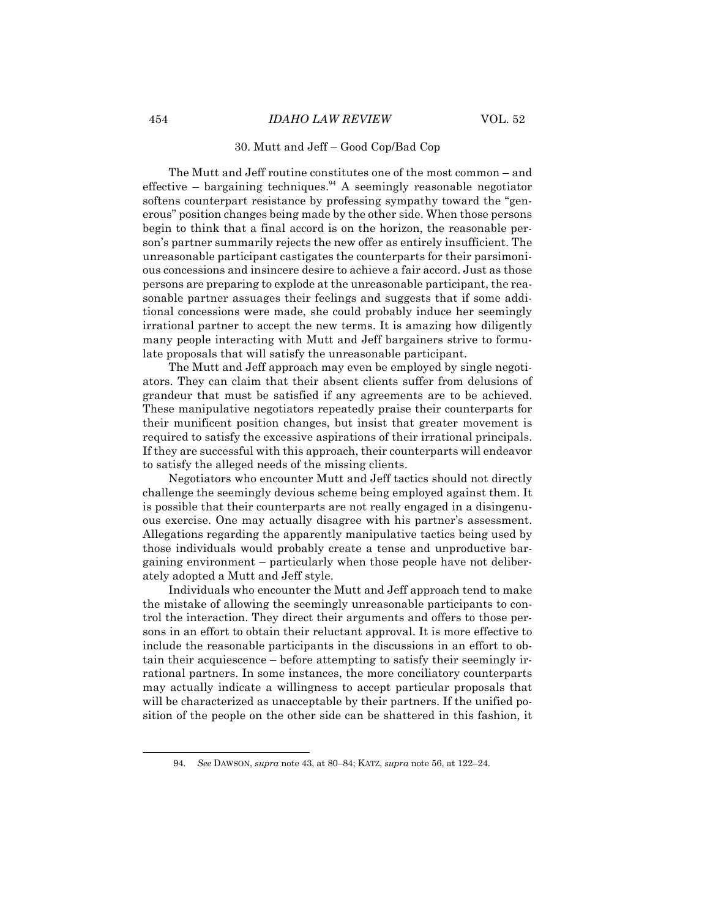### 30. Mutt and Jeff – Good Cop/Bad Cop

The Mutt and Jeff routine constitutes one of the most common – and effective – bargaining techniques.[94] A seemingly reasonable negotiator softens counterpart resistance by professing sympathy toward the "generous" position changes being made by the other side. When those persons begin to think that a final accord is on the horizon, the reasonable person's partner summarily rejects the new offer as entirely insufficient. The unreasonable participant castigates the counterparts for their parsimonious concessions and insincere desire to achieve a fair accord. Just as those persons are preparing to explode at the unreasonable participant, the reasonable partner assuages their feelings and suggests that if some additional concessions were made, she could probably induce her seemingly irrational partner to accept the new terms. It is amazing how diligently many people interacting with Mutt and Jeff bargainers strive to formulate proposals that will satisfy the unreasonable participant.

The Mutt and Jeff approach may even be employed by single negotiators. They can claim that their absent clients suffer from delusions of grandeur that must be satisfied if any agreements are to be achieved. These manipulative negotiators repeatedly praise their counterparts for their munificent position changes, but insist that greater movement is required to satisfy the excessive aspirations of their irrational principals. If they are successful with this approach, their counterparts will endeavor to satisfy the alleged needs of the missing clients.

Negotiators who encounter Mutt and Jeff tactics should not directly challenge the seemingly devious scheme being employed against them. It is possible that their counterparts are not really engaged in a disingenuous exercise. One may actually disagree with his partner's assessment. Allegations regarding the apparently manipulative tactics being used by those individuals would probably create a tense and unproductive bargaining environment – particularly when those people have not deliberately adopted a Mutt and Jeff style.

Individuals who encounter the Mutt and Jeff approach tend to make the mistake of allowing the seemingly unreasonable participants to control the interaction. They direct their arguments and offers to those persons in an effort to obtain their reluctant approval. It is more effective to include the reasonable participants in the discussions in an effort to obtain their acquiescence – before attempting to satisfy their seemingly irrational partners. In some instances, the more conciliatory counterparts may actually indicate a willingness to accept particular proposals that will be characterized as unacceptable by their partners. If the unified position of the people on the other side can be shattered in this fashion, it

---

94. *See* DAWSON, *supra* note 43, at 80–84; KATZ, *supra* note 56, at 122–24.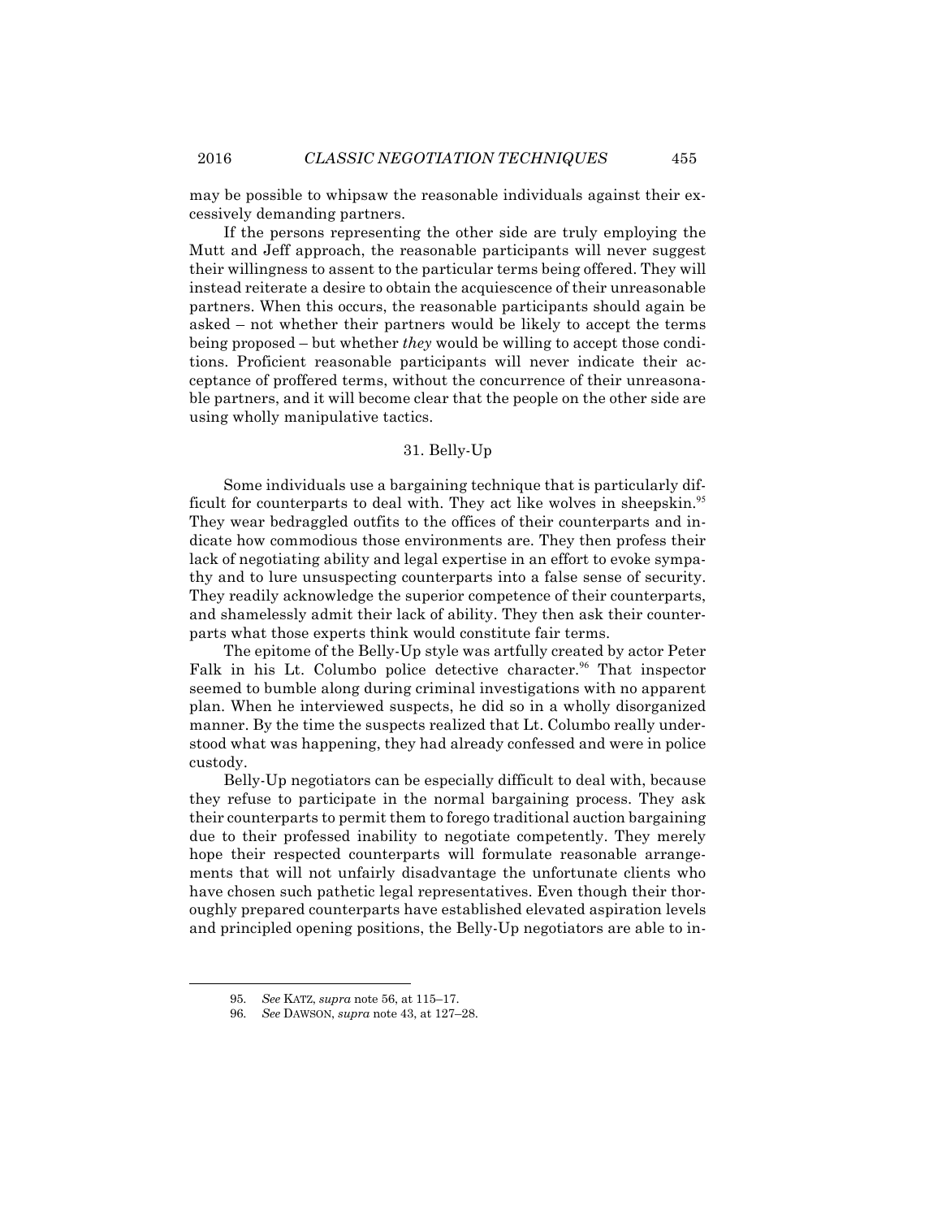may be possible to whipsaw the reasonable individuals against their excessively demanding partners.

If the persons representing the other side are truly employing the Mutt and Jeff approach, the reasonable participants will never suggest their willingness to assent to the particular terms being offered. They will instead reiterate a desire to obtain the acquiescence of their unreasonable partners. When this occurs, the reasonable participants should again be asked – not whether their partners would be likely to accept the terms being proposed – but whether *they* would be willing to accept those conditions. Proficient reasonable participants will never indicate their acceptance of proffered terms, without the concurrence of their unreasonable partners, and it will become clear that the people on the other side are using wholly manipulative tactics.

### 31. Belly-Up

Some individuals use a bargaining technique that is particularly difficult for counterparts to deal with. They act like wolves in sheepskin.[95] They wear bedraggled outfits to the offices of their counterparts and indicate how commodious those environments are. They then profess their lack of negotiating ability and legal expertise in an effort to evoke sympathy and to lure unsuspecting counterparts into a false sense of security. They readily acknowledge the superior competence of their counterparts, and shamelessly admit their lack of ability. They then ask their counterparts what those experts think would constitute fair terms.

The epitome of the Belly-Up style was artfully created by actor Peter Falk in his Lt. Columbo police detective character.[96] That inspector seemed to bumble along during criminal investigations with no apparent plan. When he interviewed suspects, he did so in a wholly disorganized manner. By the time the suspects realized that Lt. Columbo really understood what was happening, they had already confessed and were in police custody.

Belly-Up negotiators can be especially difficult to deal with, because they refuse to participate in the normal bargaining process. They ask their counterparts to permit them to forego traditional auction bargaining due to their professed inability to negotiate competently. They merely hope their respected counterparts will formulate reasonable arrangements that will not unfairly disadvantage the unfortunate clients who have chosen such pathetic legal representatives. Even though their thoroughly prepared counterparts have established elevated aspiration levels and principled opening positions, the Belly-Up negotiators are able to in-

95. *See* KATZ, *supra* note 56, at 115–17.

96. *See* DAWSON, *supra* note 43, at 127–28.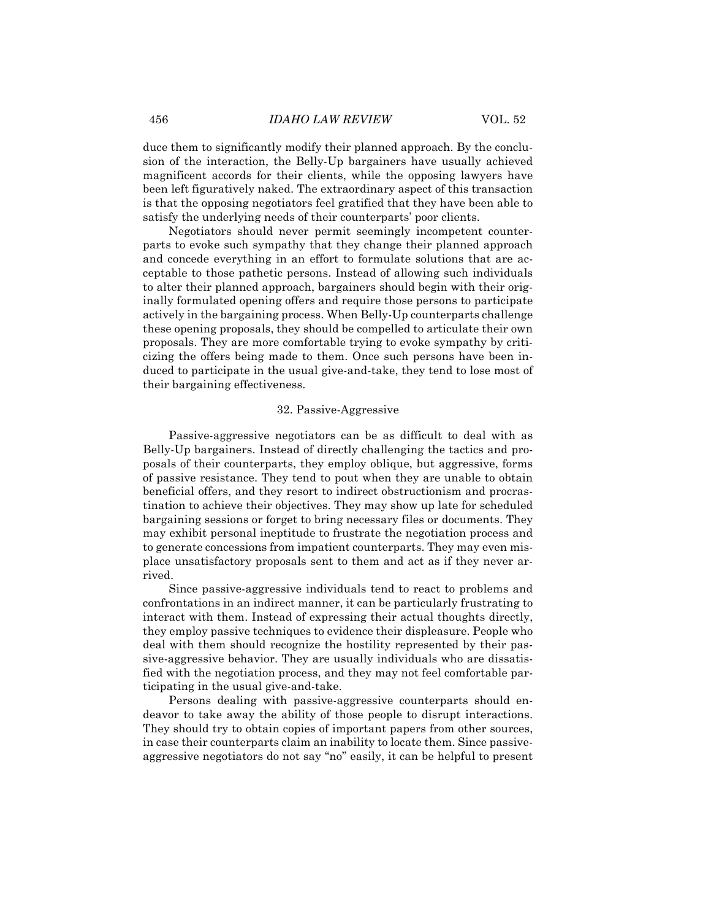duce them to significantly modify their planned approach. By the conclusion of the interaction, the Belly-Up bargainers have usually achieved magnificent accords for their clients, while the opposing lawyers have been left figuratively naked. The extraordinary aspect of this transaction is that the opposing negotiators feel gratified that they have been able to satisfy the underlying needs of their counterparts' poor clients.

Negotiators should never permit seemingly incompetent counterparts to evoke such sympathy that they change their planned approach and concede everything in an effort to formulate solutions that are acceptable to those pathetic persons. Instead of allowing such individuals to alter their planned approach, bargainers should begin with their originally formulated opening offers and require those persons to participate actively in the bargaining process. When Belly-Up counterparts challenge these opening proposals, they should be compelled to articulate their own proposals. They are more comfortable trying to evoke sympathy by criticizing the offers being made to them. Once such persons have been induced to participate in the usual give-and-take, they tend to lose most of their bargaining effectiveness.

### 32. Passive-Aggressive

Passive-aggressive negotiators can be as difficult to deal with as Belly-Up bargainers. Instead of directly challenging the tactics and proposals of their counterparts, they employ oblique, but aggressive, forms of passive resistance. They tend to pout when they are unable to obtain beneficial offers, and they resort to indirect obstructionism and procrastination to achieve their objectives. They may show up late for scheduled bargaining sessions or forget to bring necessary files or documents. They may exhibit personal ineptitude to frustrate the negotiation process and to generate concessions from impatient counterparts. They may even misplace unsatisfactory proposals sent to them and act as if they never arrived.

Since passive-aggressive individuals tend to react to problems and confrontations in an indirect manner, it can be particularly frustrating to interact with them. Instead of expressing their actual thoughts directly, they employ passive techniques to evidence their displeasure. People who deal with them should recognize the hostility represented by their passive-aggressive behavior. They are usually individuals who are dissatisfied with the negotiation process, and they may not feel comfortable participating in the usual give-and-take.

Persons dealing with passive-aggressive counterparts should endeavor to take away the ability of those people to disrupt interactions. They should try to obtain copies of important papers from other sources, in case their counterparts claim an inability to locate them. Since passive-aggressive negotiators do not say "no" easily, it can be helpful to present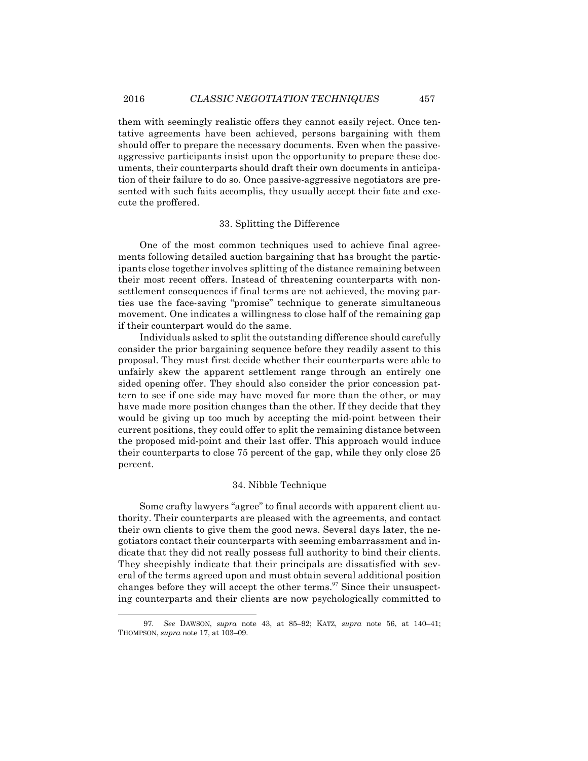them with seemingly realistic offers they cannot easily reject. Once tentative agreements have been achieved, persons bargaining with them should offer to prepare the necessary documents. Even when the passive-aggressive participants insist upon the opportunity to prepare these documents, their counterparts should draft their own documents in anticipation of their failure to do so. Once passive-aggressive negotiators are presented with such faits accomplis, they usually accept their fate and execute the proffered.

### 33. Splitting the Difference

One of the most common techniques used to achieve final agreements following detailed auction bargaining that has brought the participants close together involves splitting of the distance remaining between their most recent offers. Instead of threatening counterparts with non-settlement consequences if final terms are not achieved, the moving parties use the face-saving "promise" technique to generate simultaneous movement. One indicates a willingness to close half of the remaining gap if their counterpart would do the same.

Individuals asked to split the outstanding difference should carefully consider the prior bargaining sequence before they readily assent to this proposal. They must first decide whether their counterparts were able to unfairly skew the apparent settlement range through an entirely one sided opening offer. They should also consider the prior concession pattern to see if one side may have moved far more than the other, or may have made more position changes than the other. If they decide that they would be giving up too much by accepting the mid-point between their current positions, they could offer to split the remaining distance between the proposed mid-point and their last offer. This approach would induce their counterparts to close 75 percent of the gap, while they only close 25 percent.

### 34. Nibble Technique

Some crafty lawyers "agree" to final accords with apparent client authority. Their counterparts are pleased with the agreements, and contact their own clients to give them the good news. Several days later, the negotiators contact their counterparts with seeming embarrassment and indicate that they did not really possess full authority to bind their clients. They sheepishly indicate that their principals are dissatisfied with several of the terms agreed upon and must obtain several additional position changes before they will accept the other terms.[97] Since their unsuspecting counterparts and their clients are now psychologically committed to

---

97. *See* DAWSON, *supra* note 43, at 85–92; KATZ, *supra* note 56, at 140–41; THOMPSON, *supra* note 17, at 103–09.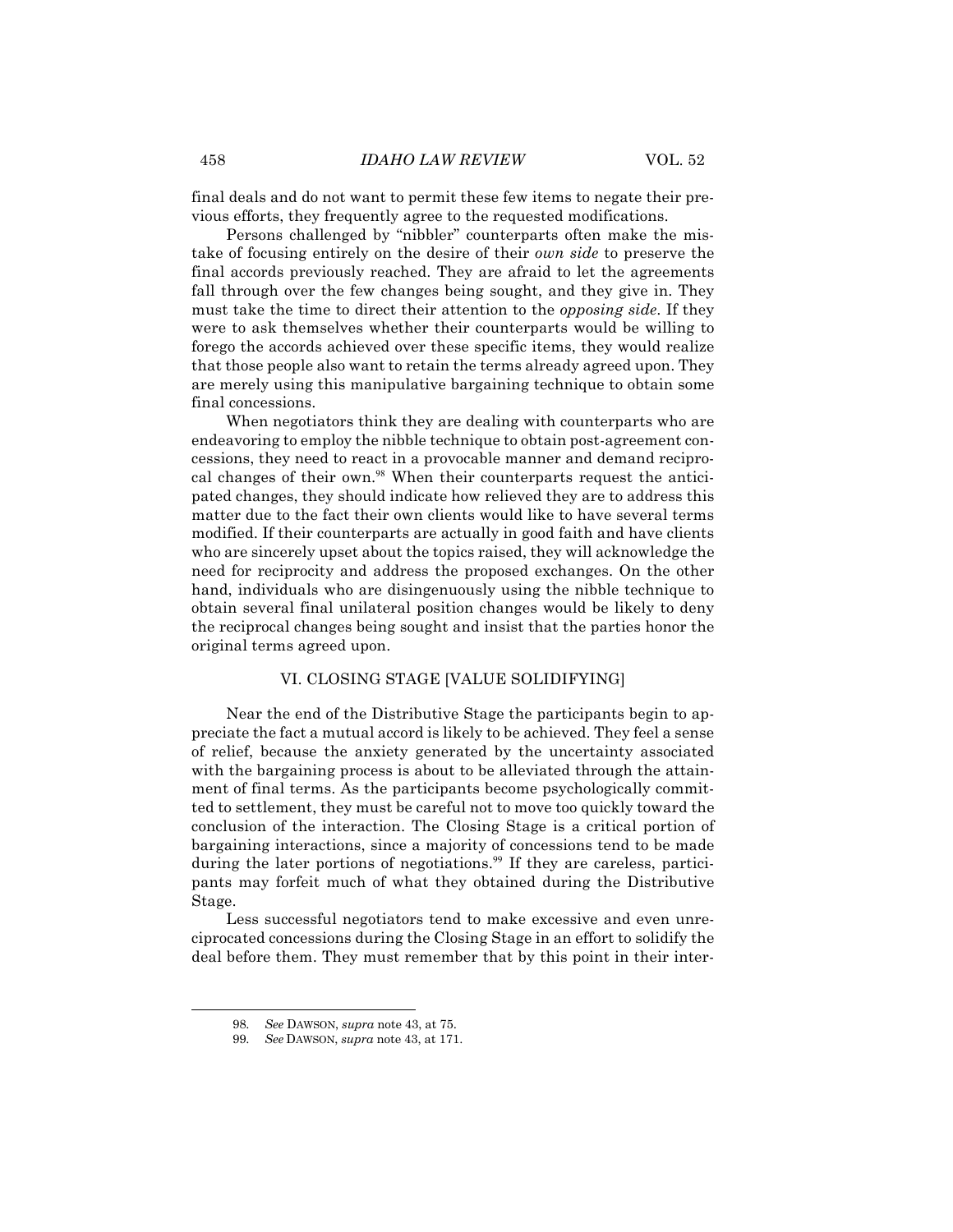final deals and do not want to permit these few items to negate their previous efforts, they frequently agree to the requested modifications.

Persons challenged by "nibbler" counterparts often make the mistake of focusing entirely on the desire of their *own side* to preserve the final accords previously reached. They are afraid to let the agreements fall through over the few changes being sought, and they give in. They must take the time to direct their attention to the *opposing side*. If they were to ask themselves whether their counterparts would be willing to forego the accords achieved over these specific items, they would realize that those people also want to retain the terms already agreed upon. They are merely using this manipulative bargaining technique to obtain some final concessions.

When negotiators think they are dealing with counterparts who are endeavoring to employ the nibble technique to obtain post-agreement concessions, they need to react in a provocable manner and demand reciprocal changes of their own.[98] When their counterparts request the anticipated changes, they should indicate how relieved they are to address this matter due to the fact their own clients would like to have several terms modified. If their counterparts are actually in good faith and have clients who are sincerely upset about the topics raised, they will acknowledge the need for reciprocity and address the proposed exchanges. On the other hand, individuals who are disingenuously using the nibble technique to obtain several final unilateral position changes would be likely to deny the reciprocal changes being sought and insist that the parties honor the original terms agreed upon.

## VI. CLOSING STAGE [VALUE SOLIDIFYING]

Near the end of the Distributive Stage the participants begin to appreciate the fact a mutual accord is likely to be achieved. They feel a sense of relief, because the anxiety generated by the uncertainty associated with the bargaining process is about to be alleviated through the attainment of final terms. As the participants become psychologically committed to settlement, they must be careful not to move too quickly toward the conclusion of the interaction. The Closing Stage is a critical portion of bargaining interactions, since a majority of concessions tend to be made during the later portions of negotiations.[99] If they are careless, participants may forfeit much of what they obtained during the Distributive Stage.

Less successful negotiators tend to make excessive and even unreciprocated concessions during the Closing Stage in an effort to solidify the deal before them. They must remember that by this point in their inter-

---

98. *See* DAWSON, *supra* note 43, at 75.

99. *See* DAWSON, *supra* note 43, at 171.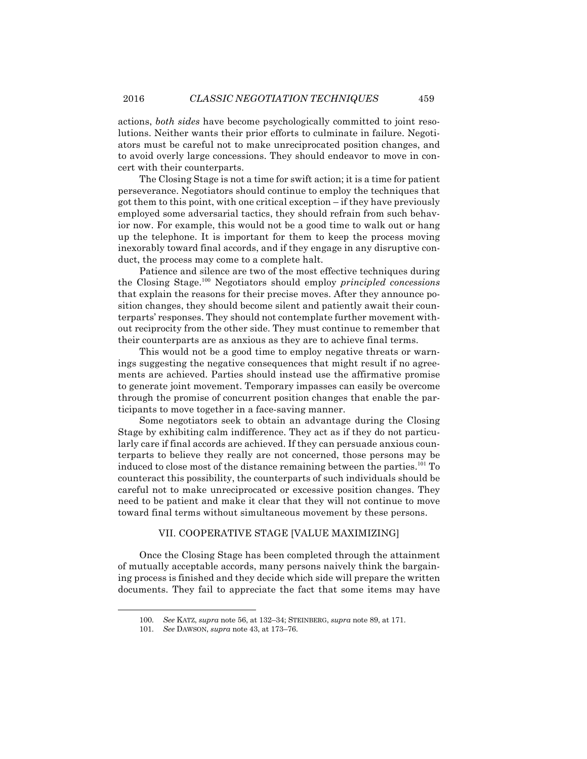actions, *both sides* have become psychologically committed to joint resolutions. Neither wants their prior efforts to culminate in failure. Negotiators must be careful not to make unreciprocated position changes, and to avoid overly large concessions. They should endeavor to move in concert with their counterparts.

The Closing Stage is not a time for swift action; it is a time for patient perseverance. Negotiators should continue to employ the techniques that got them to this point, with one critical exception – if they have previously employed some adversarial tactics, they should refrain from such behavior now. For example, this would not be a good time to walk out or hang up the telephone. It is important for them to keep the process moving inexorably toward final accords, and if they engage in any disruptive conduct, the process may come to a complete halt.

Patience and silence are two of the most effective techniques during the Closing Stage.[100] Negotiators should employ *principled concessions* that explain the reasons for their precise moves. After they announce position changes, they should become silent and patiently await their counterparts' responses. They should not contemplate further movement without reciprocity from the other side. They must continue to remember that their counterparts are as anxious as they are to achieve final terms.

This would not be a good time to employ negative threats or warnings suggesting the negative consequences that might result if no agreements are achieved. Parties should instead use the affirmative promise to generate joint movement. Temporary impasses can easily be overcome through the promise of concurrent position changes that enable the participants to move together in a face-saving manner.

Some negotiators seek to obtain an advantage during the Closing Stage by exhibiting calm indifference. They act as if they do not particularly care if final accords are achieved. If they can persuade anxious counterparts to believe they really are not concerned, those persons may be induced to close most of the distance remaining between the parties.[101] To counteract this possibility, the counterparts of such individuals should be careful not to make unreciprocated or excessive position changes. They need to be patient and make it clear that they will not continue to move toward final terms without simultaneous movement by these persons.

## VII. COOPERATIVE STAGE [VALUE MAXIMIZING]

Once the Closing Stage has been completed through the attainment of mutually acceptable accords, many persons naively think the bargaining process is finished and they decide which side will prepare the written documents. They fail to appreciate the fact that some items may have

---

100. *See* KATZ, *supra* note 56, at 132–34; STEINBERG, *supra* note 89, at 171.

101. *See* DAWSON, *supra* note 43, at 173–76.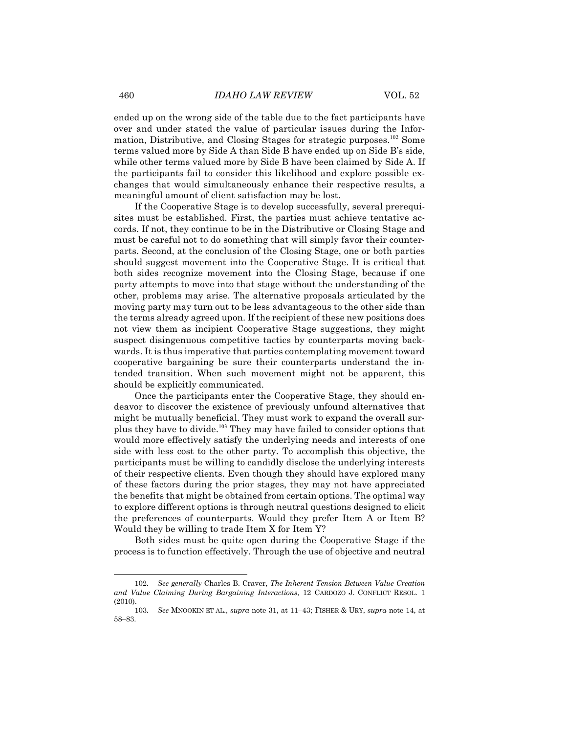ended up on the wrong side of the table due to the fact participants have over and under stated the value of particular issues during the Information, Distributive, and Closing Stages for strategic purposes.[102] Some terms valued more by Side A than Side B have ended up on Side B's side, while other terms valued more by Side B have been claimed by Side A. If the participants fail to consider this likelihood and explore possible exchanges that would simultaneously enhance their respective results, a meaningful amount of client satisfaction may be lost.

If the Cooperative Stage is to develop successfully, several prerequisites must be established. First, the parties must achieve tentative accords. If not, they continue to be in the Distributive or Closing Stage and must be careful not to do something that will simply favor their counterparts. Second, at the conclusion of the Closing Stage, one or both parties should suggest movement into the Cooperative Stage. It is critical that both sides recognize movement into the Closing Stage, because if one party attempts to move into that stage without the understanding of the other, problems may arise. The alternative proposals articulated by the moving party may turn out to be less advantageous to the other side than the terms already agreed upon. If the recipient of these new positions does not view them as incipient Cooperative Stage suggestions, they might suspect disingenuous competitive tactics by counterparts moving backwards. It is thus imperative that parties contemplating movement toward cooperative bargaining be sure their counterparts understand the intended transition. When such movement might not be apparent, this should be explicitly communicated.

Once the participants enter the Cooperative Stage, they should endeavor to discover the existence of previously unfound alternatives that might be mutually beneficial. They must work to expand the overall surplus they have to divide.[103] They may have failed to consider options that would more effectively satisfy the underlying needs and interests of one side with less cost to the other party. To accomplish this objective, the participants must be willing to candidly disclose the underlying interests of their respective clients. Even though they should have explored many of these factors during the prior stages, they may not have appreciated the benefits that might be obtained from certain options. The optimal way to explore different options is through neutral questions designed to elicit the preferences of counterparts. Would they prefer Item A or Item B? Would they be willing to trade Item X for Item Y?

Both sides must be quite open during the Cooperative Stage if the process is to function effectively. Through the use of objective and neutral

---

102. *See generally* Charles B. Craver, *The Inherent Tension Between Value Creation and Value Claiming During Bargaining Interactions*, 12 CARDOZO J. CONFLICT RESOL. 1 (2010).

103. *See* MNOOKIN ET AL., *supra* note 31, at 11–43; FISHER & URY, *supra* note 14, at 58–83.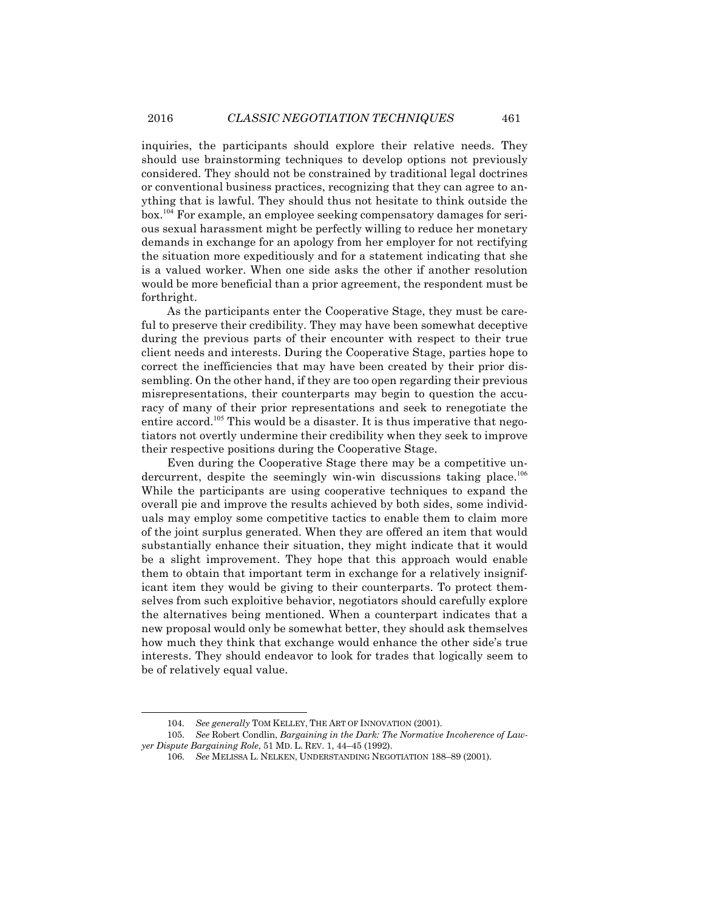inquiries, the participants should explore their relative needs. They should use brainstorming techniques to develop options not previously considered. They should not be constrained by traditional legal doctrines or conventional business practices, recognizing that they can agree to anything that is lawful. They should thus not hesitate to think outside the box.[104] For example, an employee seeking compensatory damages for serious sexual harassment might be perfectly willing to reduce her monetary demands in exchange for an apology from her employer for not rectifying the situation more expeditiously and for a statement indicating that she is a valued worker. When one side asks the other if another resolution would be more beneficial than a prior agreement, the respondent must be forthright.

As the participants enter the Cooperative Stage, they must be careful to preserve their credibility. They may have been somewhat deceptive during the previous parts of their encounter with respect to their true client needs and interests. During the Cooperative Stage, parties hope to correct the inefficiencies that may have been created by their prior dissembling. On the other hand, if they are too open regarding their previous misrepresentations, their counterparts may begin to question the accuracy of many of their prior representations and seek to renegotiate the entire accord.[105] This would be a disaster. It is thus imperative that negotiators not overtly undermine their credibility when they seek to improve their respective positions during the Cooperative Stage.

Even during the Cooperative Stage there may be a competitive undercurrent, despite the seemingly win-win discussions taking place.[106] While the participants are using cooperative techniques to expand the overall pie and improve the results achieved by both sides, some individuals may employ some competitive tactics to enable them to claim more of the joint surplus generated. When they are offered an item that would substantially enhance their situation, they might indicate that it would be a slight improvement. They hope that this approach would enable them to obtain that important term in exchange for a relatively insignificant item they would be giving to their counterparts. To protect themselves from such exploitive behavior, negotiators should carefully explore the alternatives being mentioned. When a counterpart indicates that a new proposal would only be somewhat better, they should ask themselves how much they think that exchange would enhance the other side's true interests. They should endeavor to look for trades that logically seem to be of relatively equal value.

---

104. *See generally* TOM KELLEY, THE ART OF INNOVATION (2001).

105. *See* Robert Condlin, *Bargaining in the Dark: The Normative Incoherence of Lawyer Dispute Bargaining Role*, 51 MD. L. REV. 1, 44–45 (1992).

106. *See* MELISSA L. NELKEN, UNDERSTANDING NEGOTIATION 188–89 (2001).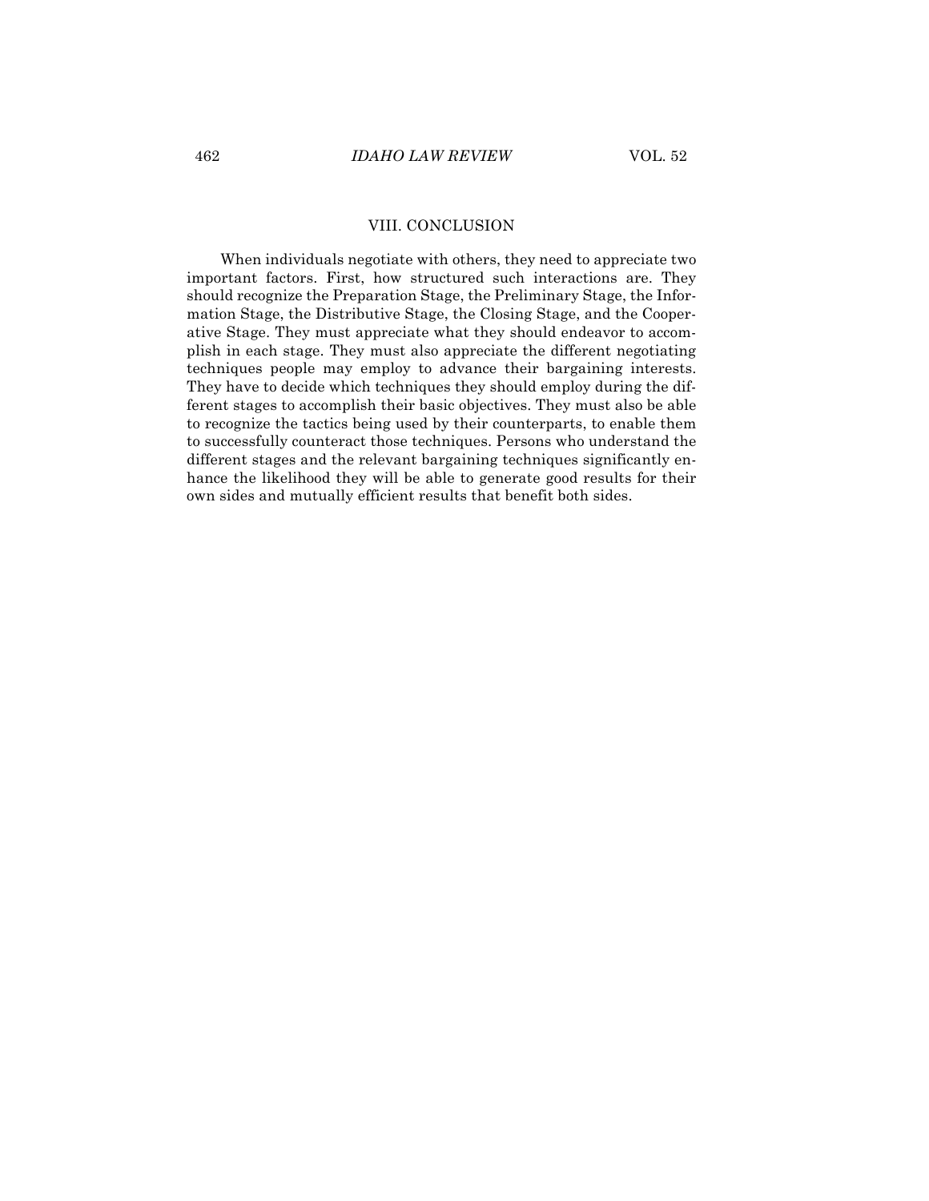## VIII. CONCLUSION

When individuals negotiate with others, they need to appreciate two important factors. First, how structured such interactions are. They should recognize the Preparation Stage, the Preliminary Stage, the Information Stage, the Distributive Stage, the Closing Stage, and the Cooperative Stage. They must appreciate what they should endeavor to accomplish in each stage. They must also appreciate the different negotiating techniques people may employ to advance their bargaining interests. They have to decide which techniques they should employ during the different stages to accomplish their basic objectives. They must also be able to recognize the tactics being used by their counterparts, to enable them to successfully counteract those techniques. Persons who understand the different stages and the relevant bargaining techniques significantly enhance the likelihood they will be able to generate good results for their own sides and mutually efficient results that benefit both sides.